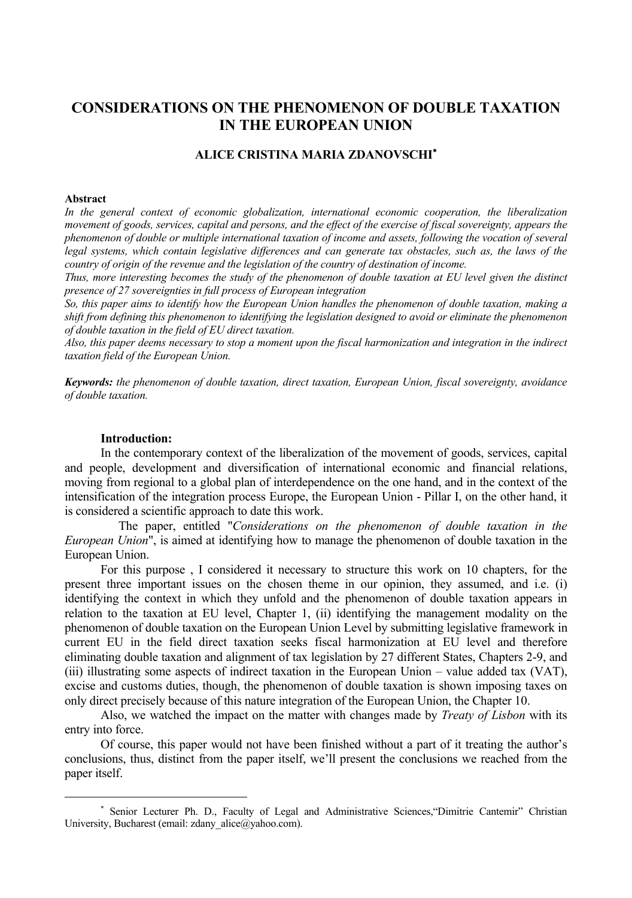# CONSIDERATIONS ON THE PHENOMENON OF DOUBLE TAXATION IN THE EUROPEAN UNION

**ALICE CRISTINA MARIA ZDANOVSCHI**[*]

**Abstract**

*In the general context of economic globalization, international economic cooperation, the liberalization movement of goods, services, capital and persons, and the effect of the exercise of fiscal sovereignty, appears the phenomenon of double or multiple international taxation of income and assets, following the vocation of several legal systems, which contain legislative differences and can generate tax obstacles, such as, the laws of the country of origin of the revenue and the legislation of the country of destination of income.*

*Thus, more interesting becomes the study of the phenomenon of double taxation at EU level given the distinct presence of 27 sovereignties in full process of European integration*

*So, this paper aims to identify how the European Union handles the phenomenon of double taxation, making a shift from defining this phenomenon to identifying the legislation designed to avoid or eliminate the phenomenon of double taxation in the field of EU direct taxation.*

*Also, this paper deems necessary to stop a moment upon the fiscal harmonization and integration in the indirect taxation field of the European Union.*

***Keywords:*** *the phenomenon of double taxation, direct taxation, European Union, fiscal sovereignty, avoidance of double taxation.*

**Introduction:**

In the contemporary context of the liberalization of the movement of goods, services, capital and people, development and diversification of international economic and financial relations, moving from regional to a global plan of interdependence on the one hand, and in the context of the intensification of the integration process Europe, the European Union - Pillar I, on the other hand, it is considered a scientific approach to date this work.

The paper, entitled "*Considerations on the phenomenon of double taxation in the European Union*", is aimed at identifying how to manage the phenomenon of double taxation in the European Union.

For this purpose , I considered it necessary to structure this work on 10 chapters, for the present three important issues on the chosen theme in our opinion, they assumed, and i.e. (i) identifying the context in which they unfold and the phenomenon of double taxation appears in relation to the taxation at EU level, Chapter 1, (ii) identifying the management modality on the phenomenon of double taxation on the European Union Level by submitting legislative framework in current EU in the field direct taxation seeks fiscal harmonization at EU level and therefore eliminating double taxation and alignment of tax legislation by 27 different States, Chapters 2-9, and (iii) illustrating some aspects of indirect taxation in the European Union – value added tax (VAT), excise and customs duties, though, the phenomenon of double taxation is shown imposing taxes on only direct precisely because of this nature integration of the European Union, the Chapter 10.

Also, we watched the impact on the matter with changes made by *Treaty of Lisbon* with its entry into force.

Of course, this paper would not have been finished without a part of it treating the author's conclusions, thus, distinct from the paper itself, we'll present the conclusions we reached from the paper itself.

[*] Senior Lecturer Ph. D., Faculty of Legal and Administrative Sciences,"Dimitrie Cantemir" Christian University, Bucharest (email: zdany_alice@yahoo.com).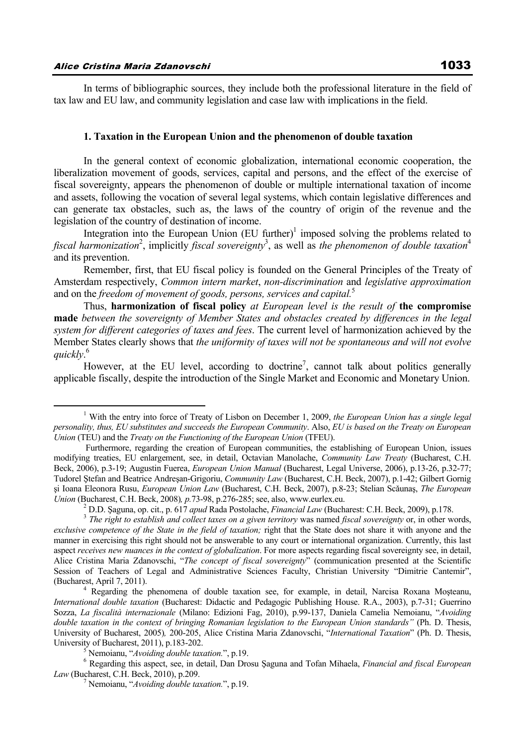In terms of bibliographic sources, they include both the professional literature in the field of tax law and EU law, and community legislation and case law with implications in the field.

### 1. Taxation in the European Union and the phenomenon of double taxation

In the general context of economic globalization, international economic cooperation, the liberalization movement of goods, services, capital and persons, and the effect of the exercise of fiscal sovereignty, appears the phenomenon of double or multiple international taxation of income and assets, following the vocation of several legal systems, which contain legislative differences and can generate tax obstacles, such as, the laws of the country of origin of the revenue and the legislation of the country of destination of income.

Integration into the European Union (EU further)[1] imposed solving the problems related to *fiscal harmonization*[2], implicitly *fiscal sovereignty*[3], as well as *the phenomenon of double taxation*[4] and its prevention.

Remember, first, that EU fiscal policy is founded on the General Principles of the Treaty of Amsterdam respectively, *Common intern market*, *non-discrimination* and *legislative approximation* and on the *freedom of movement of goods, persons, services and capital.*[5]

Thus, **harmonization of fiscal policy** *at European level is the result of* **the compromise made** *between the sovereignty of Member States and obstacles created by differences in the legal system for different categories of taxes and fees*. The current level of harmonization achieved by the Member States clearly shows that *the uniformity of taxes will not be spontaneous and will not evolve quickly*.[6]

However, at the EU level, according to doctrine[7], cannot talk about politics generally applicable fiscally, despite the introduction of the Single Market and Economic and Monetary Union.

---

[1] With the entry into force of Treaty of Lisbon on December 1, 2009, *the European Union has a single legal personality, thus, EU substitutes and succeeds the European Community*. Also, *EU is based on the Treaty on European Union* (TEU) and the *Treaty on the Functioning of the European Union* (TFEU).

Furthermore, regarding the creation of European communities, the establishing of European Union, issues modifying treaties, EU enlargement, see, in detail, Octavian Manolache, *Community Law Treaty* (Bucharest, C.H. Beck, 2006), p.3-19; Augustin Fuerea, *European Union Manual* (Bucharest, Legal Universe, 2006), p.13-26, p.32-77; Tudorel Ştefan and Beatrice Andreşan-Grigoriu, *Community Law* (Bucharest, C.H. Beck, 2007), p.1-42; Gilbert Gornig şi Ioana Eleonora Rusu, *European Union Law* (Bucharest, C.H. Beck, 2007), p.8-23; Stelian Scăunaş, *The European Union* (Bucharest, C.H. Beck, 2008)*, p.*73-98, p.276-285; see, also, www.eurlex.eu.

[2] D.D. Şaguna, op. cit., p. 617 *apud* Rada Postolache, *Financial Law* (Bucharest: C.H. Beck, 2009), p.178.

[3] *The right to establish and collect taxes on a given territory* was named *fiscal sovereignty* or, in other words, *exclusive competence of the State in the field of taxation;* right that the State does not share it with anyone and the manner in exercising this right should not be answerable to any court or international organization. Currently, this last aspect *receives new nuances in the context of globalization*. For more aspects regarding fiscal sovereignty see, in detail, Alice Cristina Maria Zdanovschi, "*The concept of fiscal sovereignty*" (communication presented at the Scientific Session of Teachers of Legal and Administrative Sciences Faculty, Christian University "Dimitrie Cantemir", (Bucharest, April 7, 2011).

[4] Regarding the phenomena of double taxation see, for example, in detail, Narcisa Roxana Moşteanu, *International double taxation* (Bucharest: Didactic and Pedagogic Publishing House. R.A., 2003), p.7-31; Guerrino Sozza, *La fiscalità internazionale* (Milano: Edizioni Fag, 2010), p.99-137, Daniela Camelia Nemoianu, "*Avoiding double taxation in the context of bringing Romanian legislation to the European Union standards"* (Ph. D. Thesis, University of Bucharest, 2005)*,* 200-205, Alice Cristina Maria Zdanovschi, "*International Taxation*" (Ph. D. Thesis, University of Bucharest, 2011), p.183-202.

[5] Nemoianu, "*Avoiding double taxation.*", p.19.

[6] Regarding this aspect, see, in detail, Dan Drosu Şaguna and Tofan Mihaela, *Financial and fiscal European Law* (Bucharest, C.H. Beck, 2010), p.209.

[7] Nemoianu, "*Avoiding double taxation.*", p.19.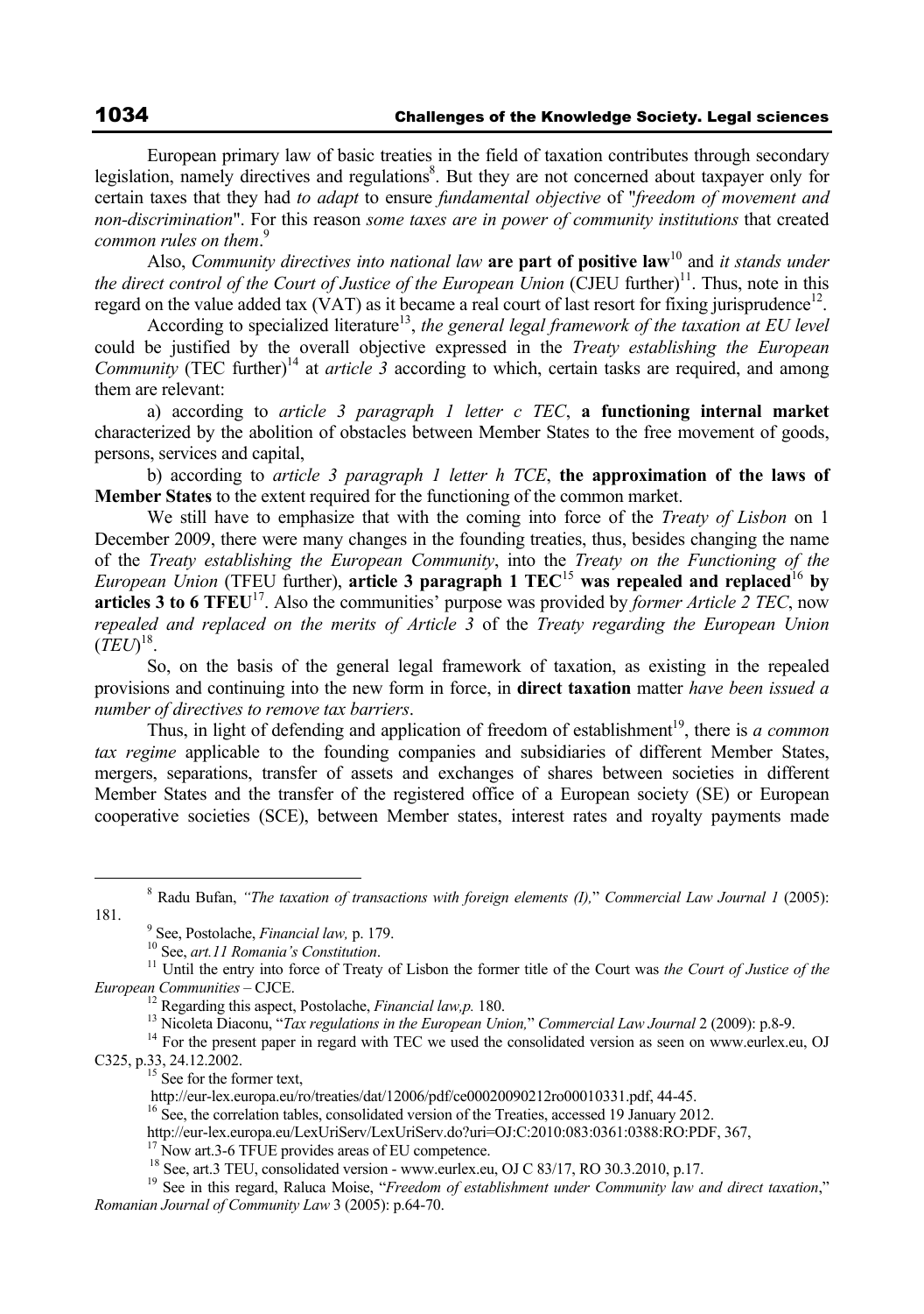European primary law of basic treaties in the field of taxation contributes through secondary legislation, namely directives and regulations[8]. But they are not concerned about taxpayer only for certain taxes that they had *to adapt* to ensure *fundamental objective* of "*freedom of movement and non-discrimination*". For this reason *some taxes are in power of community institutions* that created *common rules on them*.[9]

Also, *Community directives into national law* **are part of positive law**[10] and *it stands under the direct control of the Court of Justice of the European Union* (CJEU further)[11]. Thus, note in this regard on the value added tax (VAT) as it became a real court of last resort for fixing jurisprudence[12].

According to specialized literature[13], *the general legal framework of the taxation at EU level* could be justified by the overall objective expressed in the *Treaty establishing the European Community* (TEC further)[14] at *article 3* according to which, certain tasks are required, and among them are relevant:

a) according to *article 3 paragraph 1 letter c TEC*, **a functioning internal market** characterized by the abolition of obstacles between Member States to the free movement of goods, persons, services and capital,

b) according to *article 3 paragraph 1 letter h TCE*, **the approximation of the laws of Member States** to the extent required for the functioning of the common market.

We still have to emphasize that with the coming into force of the *Treaty of Lisbon* on 1 December 2009, there were many changes in the founding treaties, thus, besides changing the name of the *Treaty establishing the European Community*, into the *Treaty on the Functioning of the European Union* (TFEU further), **article 3 paragraph 1 TEC**[15] **was repealed and replaced**[16] **by articles 3 to 6 TFEU**[17]. Also the communities' purpose was provided by *former Article 2 TEC*, now *repealed and replaced on the merits of Article 3* of the *Treaty regarding the European Union* (*TEU*)[18].

So, on the basis of the general legal framework of taxation, as existing in the repealed provisions and continuing into the new form in force, in **direct taxation** matter *have been issued a number of directives to remove tax barriers*.

Thus, in light of defending and application of freedom of establishment[19], there is *a common tax regime* applicable to the founding companies and subsidiaries of different Member States, mergers, separations, transfer of assets and exchanges of shares between societies in different Member States and the transfer of the registered office of a European society (SE) or European cooperative societies (SCE), between Member states, interest rates and royalty payments made

---

[8] Radu Bufan, *"The taxation of transactions with foreign elements (I),*" *Commercial Law Journal 1* (2005): 181.

[9] See, Postolache, *Financial law,* p. 179.

[10] See, *art.11 Romania's Constitution*.

[11] Until the entry into force of Treaty of Lisbon the former title of the Court was *the Court of Justice of the European Communities* – CJCE.

[12] Regarding this aspect, Postolache, *Financial law,p.* 180.

[13] Nicoleta Diaconu, "*Tax regulations in the European Union,*" *Commercial Law Journal* 2 (2009): p.8-9.

[14] For the present paper in regard with TEC we used the consolidated version as seen on www.eurlex.eu, OJ C325, p.33, 24.12.2002.

[15] See for the former text, http://eur-lex.europa.eu/ro/treaties/dat/12006/pdf/ce00020090212ro00010331.pdf, 44-45.

[16] See, the correlation tables, consolidated version of the Treaties, accessed 19 January 2012. http://eur-lex.europa.eu/LexUriServ/LexUriServ.do?uri=OJ:C:2010:083:0361:0388:RO:PDF, 367,

[17] Now art.3-6 TFUE provides areas of EU competence.

[18] See, art.3 TEU, consolidated version - www.eurlex.eu, OJ C 83/17, RO 30.3.2010, p.17.

[19] See in this regard, Raluca Moise, "*Freedom of establishment under Community law and direct taxation*," *Romanian Journal of Community Law* 3 (2005): p.64-70.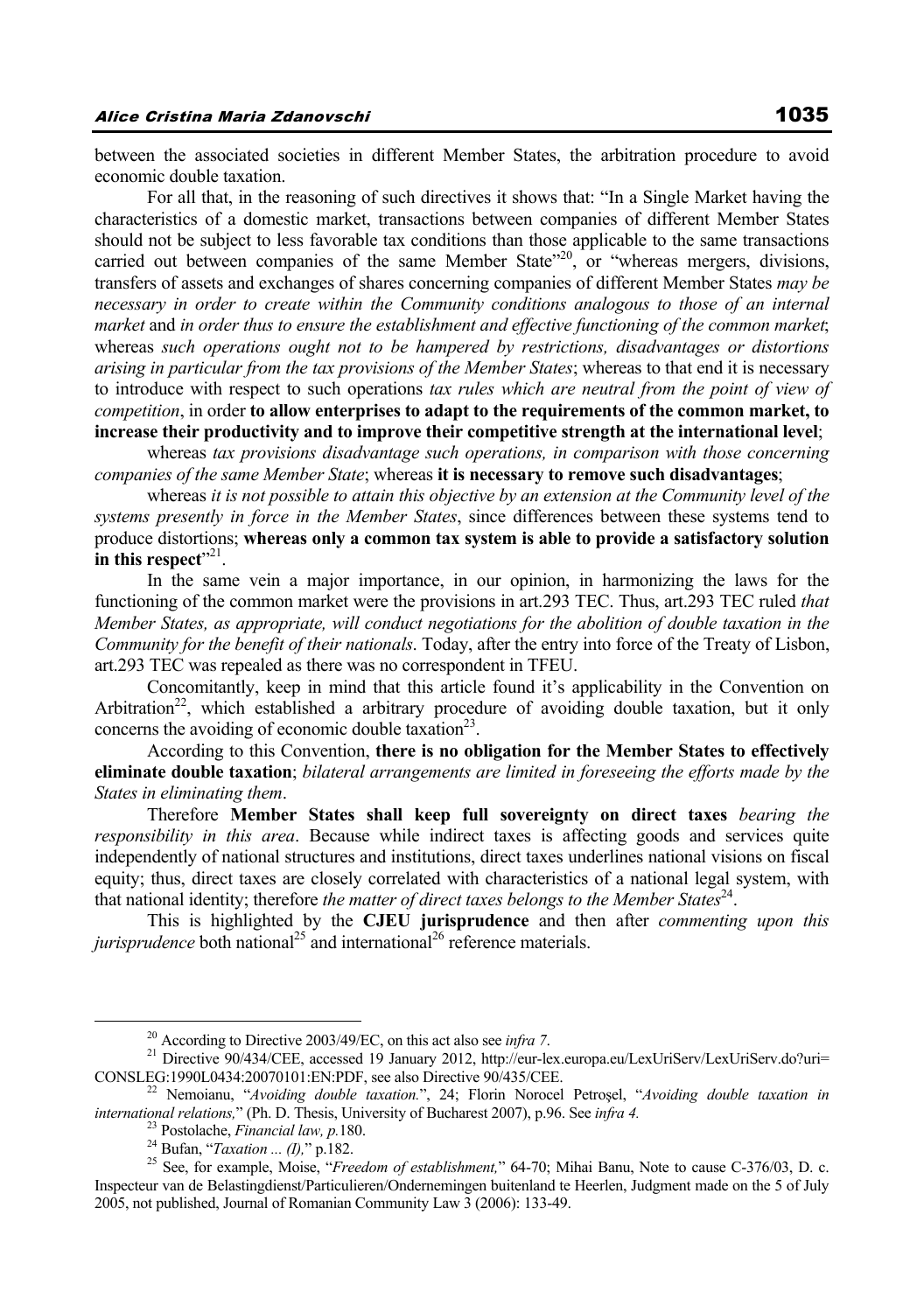between the associated societies in different Member States, the arbitration procedure to avoid economic double taxation.

For all that, in the reasoning of such directives it shows that: "In a Single Market having the characteristics of a domestic market, transactions between companies of different Member States should not be subject to less favorable tax conditions than those applicable to the same transactions carried out between companies of the same Member State"[20], or "whereas mergers, divisions, transfers of assets and exchanges of shares concerning companies of different Member States *may be necessary in order to create within the Community conditions analogous to those of an internal market* and *in order thus to ensure the establishment and effective functioning of the common market*; whereas *such operations ought not to be hampered by restrictions, disadvantages or distortions arising in particular from the tax provisions of the Member States*; whereas to that end it is necessary to introduce with respect to such operations *tax rules which are neutral from the point of view of competition*, in order **to allow enterprises to adapt to the requirements of the common market, to increase their productivity and to improve their competitive strength at the international level**;

whereas *tax provisions disadvantage such operations, in comparison with those concerning companies of the same Member State*; whereas **it is necessary to remove such disadvantages**;

whereas *it is not possible to attain this objective by an extension at the Community level of the systems presently in force in the Member States*, since differences between these systems tend to produce distortions; **whereas only a common tax system is able to provide a satisfactory solution in this respect**"[21].

In the same vein a major importance, in our opinion, in harmonizing the laws for the functioning of the common market were the provisions in art.293 TEC. Thus, art.293 TEC ruled *that Member States, as appropriate, will conduct negotiations for the abolition of double taxation in the Community for the benefit of their nationals*. Today, after the entry into force of the Treaty of Lisbon, art.293 TEC was repealed as there was no correspondent in TFEU.

Concomitantly, keep in mind that this article found it's applicability in the Convention on Arbitration[22], which established a arbitrary procedure of avoiding double taxation, but it only concerns the avoiding of economic double taxation[23].

According to this Convention, **there is no obligation for the Member States to effectively eliminate double taxation**; *bilateral arrangements are limited in foreseeing the efforts made by the States in eliminating them*.

Therefore **Member States shall keep full sovereignty on direct taxes** *bearing the responsibility in this area*. Because while indirect taxes is affecting goods and services quite independently of national structures and institutions, direct taxes underlines national visions on fiscal equity; thus, direct taxes are closely correlated with characteristics of a national legal system, with that national identity; therefore *the matter of direct taxes belongs to the Member States*[24].

This is highlighted by the **CJEU jurisprudence** and then after *commenting upon this jurisprudence* both national[25] and international[26] reference materials.

---

[20] According to Directive 2003/49/EC, on this act also see *infra 7*.

[21] Directive 90/434/CEE, accessed 19 January 2012, http://eur-lex.europa.eu/LexUriServ/LexUriServ.do?uri=CONSLEG:1990L0434:20070101:EN:PDF, see also Directive 90/435/CEE.

[22] Nemoianu, "*Avoiding double taxation.*", 24; Florin Norocel Petroşel, "*Avoiding double taxation in international relations,*" (Ph. D. Thesis, University of Bucharest 2007), p.96. See *infra 4.*

[23] Postolache, *Financial law, p.*180.

[24] Bufan, "*Taxation ... (I),*" p.182.

[25] See, for example, Moise, "*Freedom of establishment,*" 64-70; Mihai Banu, Note to cause C-376/03, D. c. Inspecteur van de Belastingdienst/Particulieren/Ondernemingen buitenland te Heerlen, Judgment made on the 5 of July 2005, not published, Journal of Romanian Community Law 3 (2006): 133-49.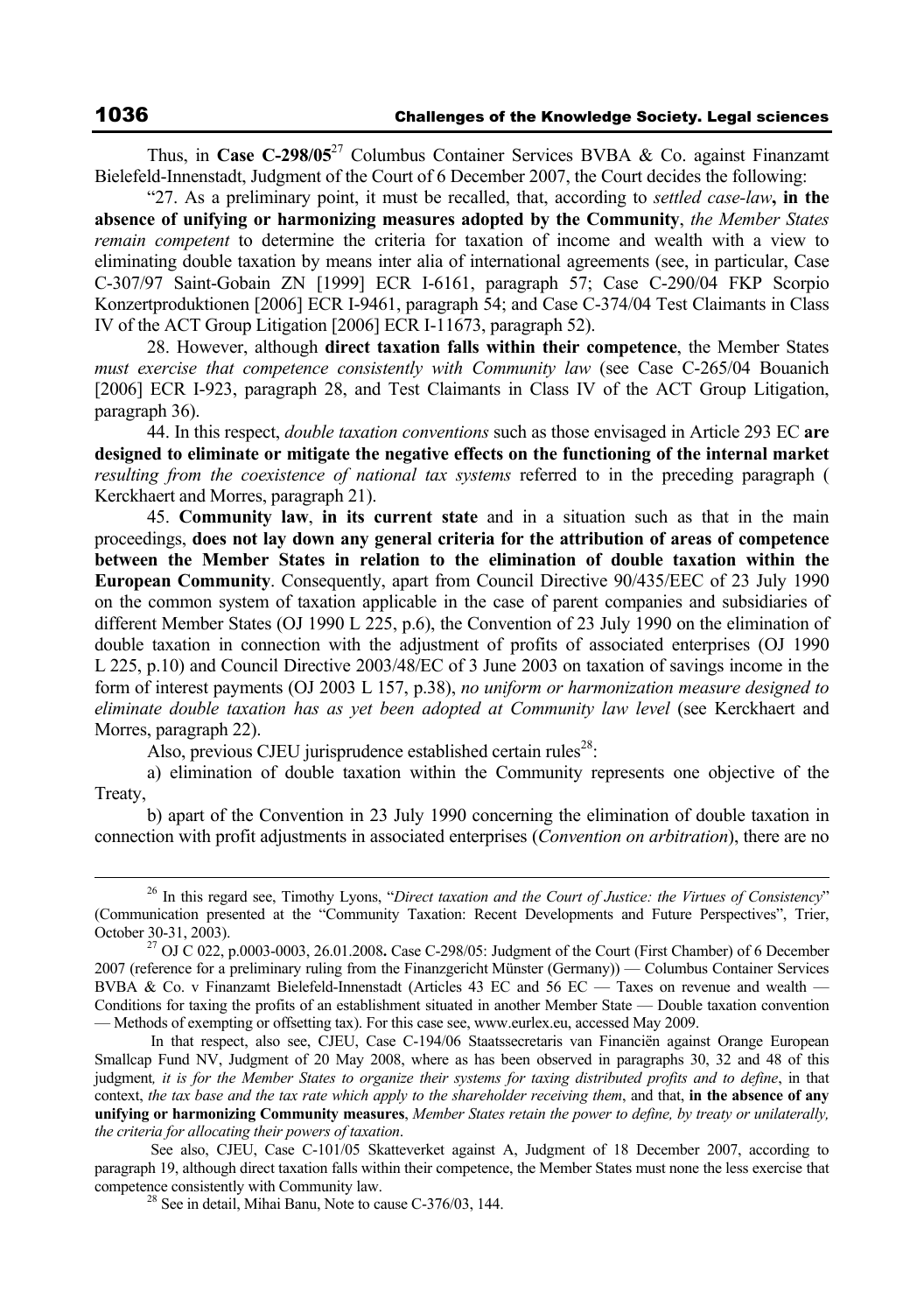Thus, in **Case C-298/05**[27] Columbus Container Services BVBA & Co. against Finanzamt Bielefeld-Innenstadt, Judgment of the Court of 6 December 2007, the Court decides the following:

"27. As a preliminary point, it must be recalled, that, according to *settled case-law***, in the absence of unifying or harmonizing measures adopted by the Community**, *the Member States remain competent* to determine the criteria for taxation of income and wealth with a view to eliminating double taxation by means inter alia of international agreements (see, in particular, Case C-307/97 Saint-Gobain ZN [1999] ECR I-6161, paragraph 57; Case C-290/04 FKP Scorpio Konzertproduktionen [2006] ECR I-9461, paragraph 54; and Case C-374/04 Test Claimants in Class IV of the ACT Group Litigation [2006] ECR I-11673, paragraph 52).

28. However, although **direct taxation falls within their competence**, the Member States *must exercise that competence consistently with Community law* (see Case C-265/04 Bouanich [2006] ECR I-923, paragraph 28, and Test Claimants in Class IV of the ACT Group Litigation, paragraph 36).

44. In this respect, *double taxation conventions* such as those envisaged in Article 293 EC **are designed to eliminate or mitigate the negative effects on the functioning of the internal market** *resulting from the coexistence of national tax systems* referred to in the preceding paragraph ( Kerckhaert and Morres, paragraph 21).

45. **Community law**, **in its current state** and in a situation such as that in the main proceedings, **does not lay down any general criteria for the attribution of areas of competence between the Member States in relation to the elimination of double taxation within the European Community**. Consequently, apart from Council Directive 90/435/EEC of 23 July 1990 on the common system of taxation applicable in the case of parent companies and subsidiaries of different Member States (OJ 1990 L 225, p.6), the Convention of 23 July 1990 on the elimination of double taxation in connection with the adjustment of profits of associated enterprises (OJ 1990 L 225, p.10) and Council Directive 2003/48/EC of 3 June 2003 on taxation of savings income in the form of interest payments (OJ 2003 L 157, p.38), *no uniform or harmonization measure designed to eliminate double taxation has as yet been adopted at Community law level* (see Kerckhaert and Morres, paragraph 22).

Also, previous CJEU jurisprudence established certain rules[28]:

a) elimination of double taxation within the Community represents one objective of the Treaty,

b) apart of the Convention in 23 July 1990 concerning the elimination of double taxation in connection with profit adjustments in associated enterprises (*Convention on arbitration*), there are no

---

[26] In this regard see, Timothy Lyons, "*Direct taxation and the Court of Justice: the Virtues of Consistency*" (Communication presented at the "Community Taxation: Recent Developments and Future Perspectives", Trier, October 30-31, 2003).

[27] OJ C 022, p.0003-0003, 26.01.2008**.** Case C-298/05: Judgment of the Court (First Chamber) of 6 December 2007 (reference for a preliminary ruling from the Finanzgericht Münster (Germany)) — Columbus Container Services BVBA & Co. v Finanzamt Bielefeld-Innenstadt (Articles 43 EC and 56 EC — Taxes on revenue and wealth — Conditions for taxing the profits of an establishment situated in another Member State — Double taxation convention — Methods of exempting or offsetting tax). For this case see, www.eurlex.eu, accessed May 2009.

In that respect, also see, CJEU, Case C-194/06 Staatssecretaris van Financiën against Orange European Smallcap Fund NV, Judgment of 20 May 2008, where as has been observed in paragraphs 30, 32 and 48 of this judgment*, it is for the Member States to organize their systems for taxing distributed profits and to define*, in that context, *the tax base and the tax rate which apply to the shareholder receiving them*, and that, **in the absence of any unifying or harmonizing Community measures**, *Member States retain the power to define, by treaty or unilaterally, the criteria for allocating their powers of taxation*.

See also, CJEU, Case C-101/05 Skatteverket against A, Judgment of 18 December 2007, according to paragraph 19, although direct taxation falls within their competence, the Member States must none the less exercise that competence consistently with Community law.

[28] See in detail, Mihai Banu, Note to cause C-376/03, 144.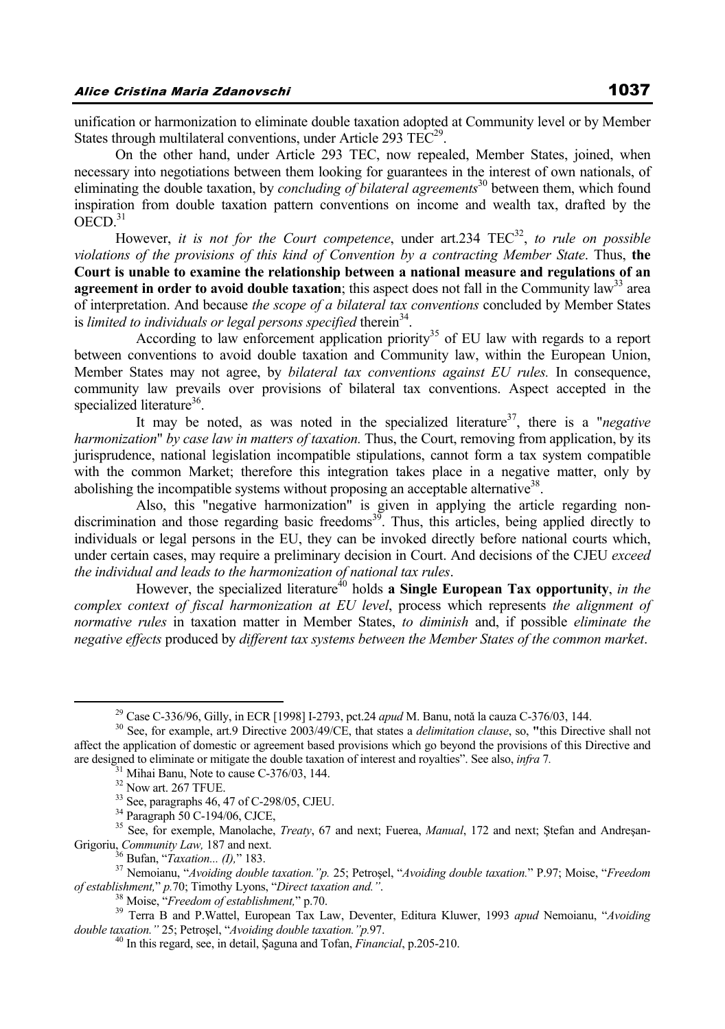unification or harmonization to eliminate double taxation adopted at Community level or by Member States through multilateral conventions, under Article 293 TEC[29].

On the other hand, under Article 293 TEC, now repealed, Member States, joined, when necessary into negotiations between them looking for guarantees in the interest of own nationals, of eliminating the double taxation, by *concluding of bilateral agreements*[30] between them, which found inspiration from double taxation pattern conventions on income and wealth tax, drafted by the OECD.[31]

However, *it is not for the Court competence*, under art.234 TEC[32], *to rule on possible violations of the provisions of this kind of Convention by a contracting Member State*. Thus, **the Court is unable to examine the relationship between a national measure and regulations of an agreement in order to avoid double taxation**; this aspect does not fall in the Community law[33] area of interpretation. And because *the scope of a bilateral tax conventions* concluded by Member States is *limited to individuals or legal persons specified* therein[34].

According to law enforcement application priority[35] of EU law with regards to a report between conventions to avoid double taxation and Community law, within the European Union, Member States may not agree, by *bilateral tax conventions against EU rules.* In consequence, community law prevails over provisions of bilateral tax conventions. Aspect accepted in the specialized literature[36].

It may be noted, as was noted in the specialized literature[37], there is a "*negative harmonization*" *by case law in matters of taxation.* Thus, the Court, removing from application, by its jurisprudence, national legislation incompatible stipulations, cannot form a tax system compatible with the common Market; therefore this integration takes place in a negative matter, only by abolishing the incompatible systems without proposing an acceptable alternative[38].

Also, this "negative harmonization" is given in applying the article regarding non-discrimination and those regarding basic freedoms[39]. Thus, this articles, being applied directly to individuals or legal persons in the EU, they can be invoked directly before national courts which, under certain cases, may require a preliminary decision in Court. And decisions of the CJEU *exceed the individual and leads to the harmonization of national tax rules*.

However, the specialized literature[40] holds **a Single European Tax opportunity**, *in the complex context of fiscal harmonization at EU level*, process which represents *the alignment of normative rules* in taxation matter in Member States, *to diminish* and, if possible *eliminate the negative effects* produced by *different tax systems between the Member States of the common market*.

---

[29] Case C-336/96, Gilly, in ECR [1998] I-2793, pct.24 *apud* M. Banu, notă la cauza C-376/03, 144.

[30] See, for example, art.9 Directive 2003/49/CE, that states a *delimitation clause*, so, "this Directive shall not affect the application of domestic or agreement based provisions which go beyond the provisions of this Directive and are designed to eliminate or mitigate the double taxation of interest and royalties". See also, *infra* 7*.*

[31] Mihai Banu, Note to cause C-376/03, 144.

[32] Now art. 267 TFUE.

[33] See, paragraphs 46, 47 of C-298/05, CJEU.

[34] Paragraph 50 C-194/06, CJCE,

[35] See, for exemple, Manolache, *Treaty*, 67 and next; Fuerea, *Manual*, 172 and next; Ștefan and Andreșan-Grigoriu, *Community Law,* 187 and next.

[36] Bufan, "*Taxation... (I),*" 183.

[37] Nemoianu, "*Avoiding double taxation."p.* 25; Petroșel, "*Avoiding double taxation.*" P.97; Moise, "*Freedom of establishment,*" *p.*70; Timothy Lyons, "*Direct taxation and."*.

[38] Moise, "*Freedom of establishment,*" p.70.

[39] Terra B and P.Wattel, European Tax Law, Deventer, Editura Kluwer, 1993 *apud* Nemoianu, "*Avoiding double taxation."* 25; Petroșel, "*Avoiding double taxation."p.*97.

[40] In this regard, see, in detail, Șaguna and Tofan, *Financial*, p.205-210.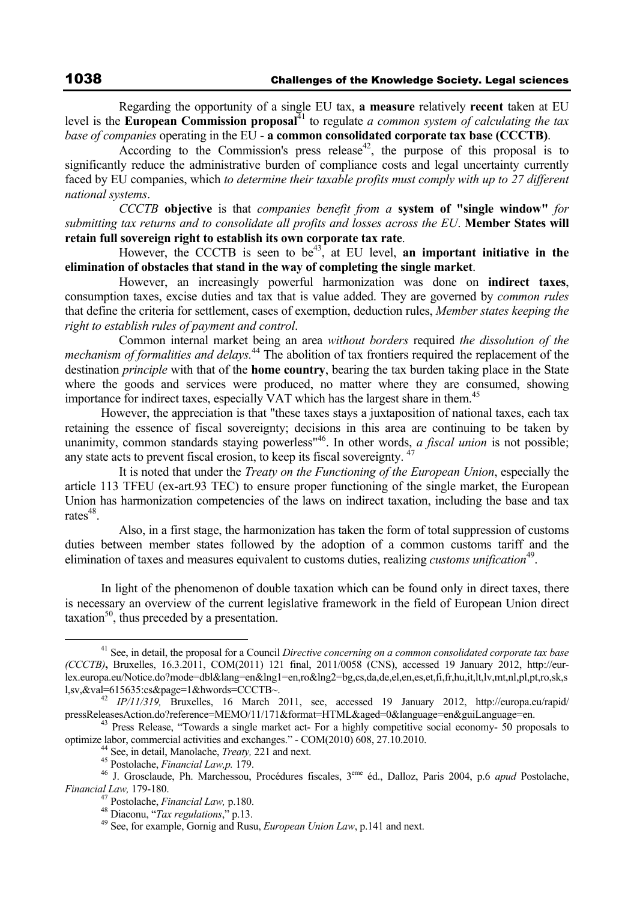Regarding the opportunity of a single EU tax, **a measure** relatively **recent** taken at EU level is the **European Commission proposal**[41] to regulate *a common system of calculating the tax base of companies* operating in the EU - **a common consolidated corporate tax base (CCCTB)**.

According to the Commission's press release[42], the purpose of this proposal is to significantly reduce the administrative burden of compliance costs and legal uncertainty currently faced by EU companies, which *to determine their taxable profits must comply with up to 27 different national systems*.

*CCCTB* **objective** is that *companies benefit from a* **system of "single window"** *for submitting tax returns and to consolidate all profits and losses across the EU*. **Member States will retain full sovereign right to establish its own corporate tax rate**.

However, the CCCTB is seen to be[43], at EU level, **an important initiative in the elimination of obstacles that stand in the way of completing the single market**.

However, an increasingly powerful harmonization was done on **indirect taxes**, consumption taxes, excise duties and tax that is value added. They are governed by *common rules* that define the criteria for settlement, cases of exemption, deduction rules, *Member states keeping the right to establish rules of payment and control*.

Common internal market being an area *without borders* required *the dissolution of the mechanism of formalities and delays.*[44] The abolition of tax frontiers required the replacement of the destination *principle* with that of the **home country**, bearing the tax burden taking place in the State where the goods and services were produced, no matter where they are consumed, showing importance for indirect taxes, especially VAT which has the largest share in them.[45]

However, the appreciation is that "these taxes stays a juxtaposition of national taxes, each tax retaining the essence of fiscal sovereignty; decisions in this area are continuing to be taken by unanimity, common standards staying powerless"[46]. In other words, *a fiscal union* is not possible; any state acts to prevent fiscal erosion, to keep its fiscal sovereignty. [47]

It is noted that under the *Treaty on the Functioning of the European Union*, especially the article 113 TFEU (ex-art.93 TEC) to ensure proper functioning of the single market, the European Union has harmonization competencies of the laws on indirect taxation, including the base and tax rates[48].

Also, in a first stage, the harmonization has taken the form of total suppression of customs duties between member states followed by the adoption of a common customs tariff and the elimination of taxes and measures equivalent to customs duties, realizing *customs unification*[49].

In light of the phenomenon of double taxation which can be found only in direct taxes, there is necessary an overview of the current legislative framework in the field of European Union direct taxation[50], thus preceded by a presentation.

---

[41] See, in detail, the proposal for a Council *Directive concerning on a common consolidated corporate tax base (CCCTB)*, Bruxelles, 16.3.2011, COM(2011) 121 final, 2011/0058 (CNS), accessed 19 January 2012, http://eur-lex.europa.eu/Notice.do?mode=dbl&lang=en&lng1=en,ro&lng2=bg,cs,da,de,el,en,es,et,fi,fr,hu,it,lt,lv,mt,nl,pl,pt,ro,sk,sl,sv,&val=615635:cs&page=1&hwords=CCCTB~.

[42] *IP/11/319,* Bruxelles, 16 March 2011, see, accessed 19 January 2012, http://europa.eu/rapid/pressReleasesAction.do?reference=MEMO/11/171&format=HTML&aged=0&language=en&guiLanguage=en.

[43] Press Release, "Towards a single market act- For a highly competitive social economy- 50 proposals to optimize labor, commercial activities and exchanges." - COM(2010) 608, 27.10.2010.

[44] See, in detail, Manolache, *Treaty,* 221 and next.

[45] Postolache, *Financial Law,p.* 179.

[46] J. Grosclaude, Ph. Marchessou, Procédures fiscales, 3ème éd., Dalloz, Paris 2004, p.6 *apud* Postolache, *Financial Law,* 179-180.

[47] Postolache, *Financial Law,* p.180.

[48] Diaconu, "*Tax regulations*," p.13.

[49] See, for example, Gornig and Rusu, *European Union Law*, p.141 and next.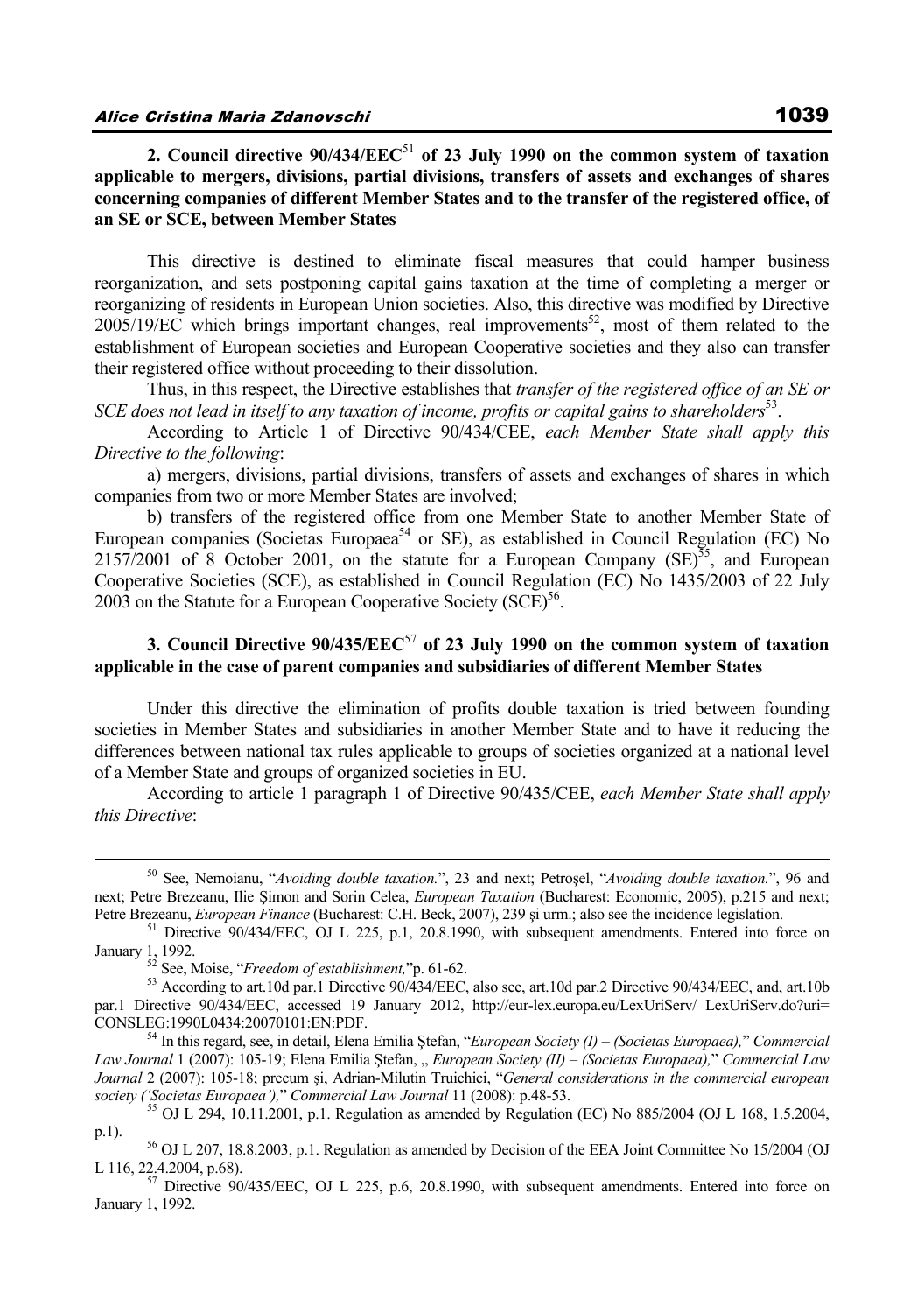**2. Council directive 90/434/EEC[51] of 23 July 1990 on the common system of taxation applicable to mergers, divisions, partial divisions, transfers of assets and exchanges of shares concerning companies of different Member States and to the transfer of the registered office, of an SE or SCE, between Member States**

This directive is destined to eliminate fiscal measures that could hamper business reorganization, and sets postponing capital gains taxation at the time of completing a merger or reorganizing of residents in European Union societies. Also, this directive was modified by Directive 2005/19/EC which brings important changes, real improvements[52], most of them related to the establishment of European societies and European Cooperative societies and they also can transfer their registered office without proceeding to their dissolution.

Thus, in this respect, the Directive establishes that *transfer of the registered office of an SE or SCE does not lead in itself to any taxation of income, profits or capital gains to shareholders*[53].

According to Article 1 of Directive 90/434/CEE, *each Member State shall apply this Directive to the following*:

a) mergers, divisions, partial divisions, transfers of assets and exchanges of shares in which companies from two or more Member States are involved;

b) transfers of the registered office from one Member State to another Member State of European companies (Societas Europaea[54] or SE), as established in Council Regulation (EC) No 2157/2001 of 8 October 2001, on the statute for a European Company (SE)[55], and European Cooperative Societies (SCE), as established in Council Regulation (EC) No 1435/2003 of 22 July 2003 on the Statute for a European Cooperative Society (SCE)[56].

**3. Council Directive 90/435/EEC[57] of 23 July 1990 on the common system of taxation applicable in the case of parent companies and subsidiaries of different Member States**

Under this directive the elimination of profits double taxation is tried between founding societies in Member States and subsidiaries in another Member State and to have it reducing the differences between national tax rules applicable to groups of societies organized at a national level of a Member State and groups of organized societies in EU.

According to article 1 paragraph 1 of Directive 90/435/CEE, *each Member State shall apply this Directive*:

---

[50] See, Nemoianu, "*Avoiding double taxation.*", 23 and next; Petroşel, "*Avoiding double taxation.*", 96 and next; Petre Brezeanu, Ilie Şimon and Sorin Celea, *European Taxation* (Bucharest: Economic, 2005), p.215 and next; Petre Brezeanu, *European Finance* (Bucharest: C.H. Beck, 2007), 239 şi urm.; also see the incidence legislation.

[51] Directive 90/434/EEC, OJ L 225, p.1, 20.8.1990, with subsequent amendments. Entered into force on January 1, 1992.

[52] See, Moise, "*Freedom of establishment,*"p. 61-62.

[53] According to art.10d par.1 Directive 90/434/EEC, also see, art.10d par.2 Directive 90/434/EEC, and, art.10b par.1 Directive 90/434/EEC, accessed 19 January 2012, http://eur-lex.europa.eu/LexUriServ/ LexUriServ.do?uri= CONSLEG:1990L0434:20070101:EN:PDF.

[54] In this regard, see, in detail, Elena Emilia Ştefan, "*European Society (I) – (Societas Europaea),*" *Commercial Law Journal* 1 (2007): 105-19; Elena Emilia Ştefan, „ *European Society (II) – (Societas Europaea),*" *Commercial Law Journal* 2 (2007): 105-18; precum şi, Adrian-Milutin Truichici, "*General considerations in the commercial european society ('Societas Europaea'),*" *Commercial Law Journal* 11 (2008): p.48-53.

[55] OJ L 294, 10.11.2001, p.1. Regulation as amended by Regulation (EC) No 885/2004 (OJ L 168, 1.5.2004, p.1).

[56] OJ L 207, 18.8.2003, p.1. Regulation as amended by Decision of the EEA Joint Committee No 15/2004 (OJ L 116, 22.4.2004, p.68).

[57] Directive 90/435/EEC, OJ L 225, p.6, 20.8.1990, with subsequent amendments. Entered into force on January 1, 1992.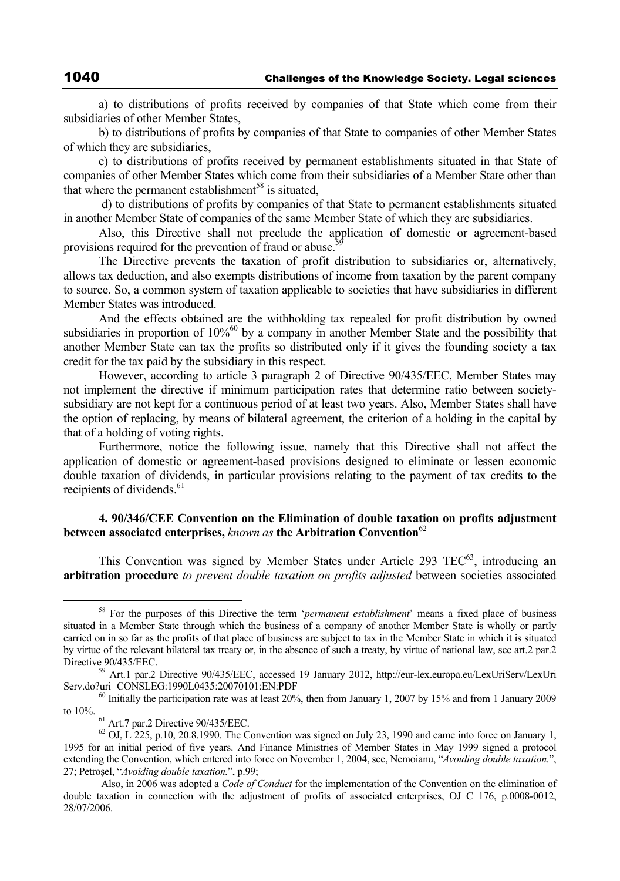a) to distributions of profits received by companies of that State which come from their subsidiaries of other Member States,

b) to distributions of profits by companies of that State to companies of other Member States of which they are subsidiaries,

c) to distributions of profits received by permanent establishments situated in that State of companies of other Member States which come from their subsidiaries of a Member State other than that where the permanent establishment[58] is situated,

d) to distributions of profits by companies of that State to permanent establishments situated in another Member State of companies of the same Member State of which they are subsidiaries.

Also, this Directive shall not preclude the application of domestic or agreement-based provisions required for the prevention of fraud or abuse.[59]

The Directive prevents the taxation of profit distribution to subsidiaries or, alternatively, allows tax deduction, and also exempts distributions of income from taxation by the parent company to source. So, a common system of taxation applicable to societies that have subsidiaries in different Member States was introduced.

And the effects obtained are the withholding tax repealed for profit distribution by owned subsidiaries in proportion of 10%[60] by a company in another Member State and the possibility that another Member State can tax the profits so distributed only if it gives the founding society a tax credit for the tax paid by the subsidiary in this respect.

However, according to article 3 paragraph 2 of Directive 90/435/EEC, Member States may not implement the directive if minimum participation rates that determine ratio between society-subsidiary are not kept for a continuous period of at least two years. Also, Member States shall have the option of replacing, by means of bilateral agreement, the criterion of a holding in the capital by that of a holding of voting rights.

Furthermore, notice the following issue, namely that this Directive shall not affect the application of domestic or agreement-based provisions designed to eliminate or lessen economic double taxation of dividends, in particular provisions relating to the payment of tax credits to the recipients of dividends.[61]

### 4. 90/346/CEE Convention on the Elimination of double taxation on profits adjustment between associated enterprises, *known as* the Arbitration Convention[62]

This Convention was signed by Member States under Article 293 TEC[63], introducing **an arbitration procedure** *to prevent double taxation on profits adjusted* between societies associated

---

[58] For the purposes of this Directive the term '*permanent establishment*' means a fixed place of business situated in a Member State through which the business of a company of another Member State is wholly or partly carried on in so far as the profits of that place of business are subject to tax in the Member State in which it is situated by virtue of the relevant bilateral tax treaty or, in the absence of such a treaty, by virtue of national law, see art.2 par.2 Directive 90/435/EEC.

[59] Art.1 par.2 Directive 90/435/EEC, accessed 19 January 2012, http://eur-lex.europa.eu/LexUriServ/LexUriServ.do?uri=CONSLEG:1990L0435:20070101:EN:PDF

[60] Initially the participation rate was at least 20%, then from January 1, 2007 by 15% and from 1 January 2009 to 10%.

[61] Art.7 par.2 Directive 90/435/EEC.

[62] OJ, L 225, p.10, 20.8.1990. The Convention was signed on July 23, 1990 and came into force on January 1, 1995 for an initial period of five years. And Finance Ministries of Member States in May 1999 signed a protocol extending the Convention, which entered into force on November 1, 2004, see, Nemoianu, "*Avoiding double taxation.*", 27; Petroşel, "*Avoiding double taxation.*", p.99;

Also, in 2006 was adopted a *Code of Conduct* for the implementation of the Convention on the elimination of double taxation in connection with the adjustment of profits of associated enterprises, OJ C 176, p.0008-0012, 28/07/2006.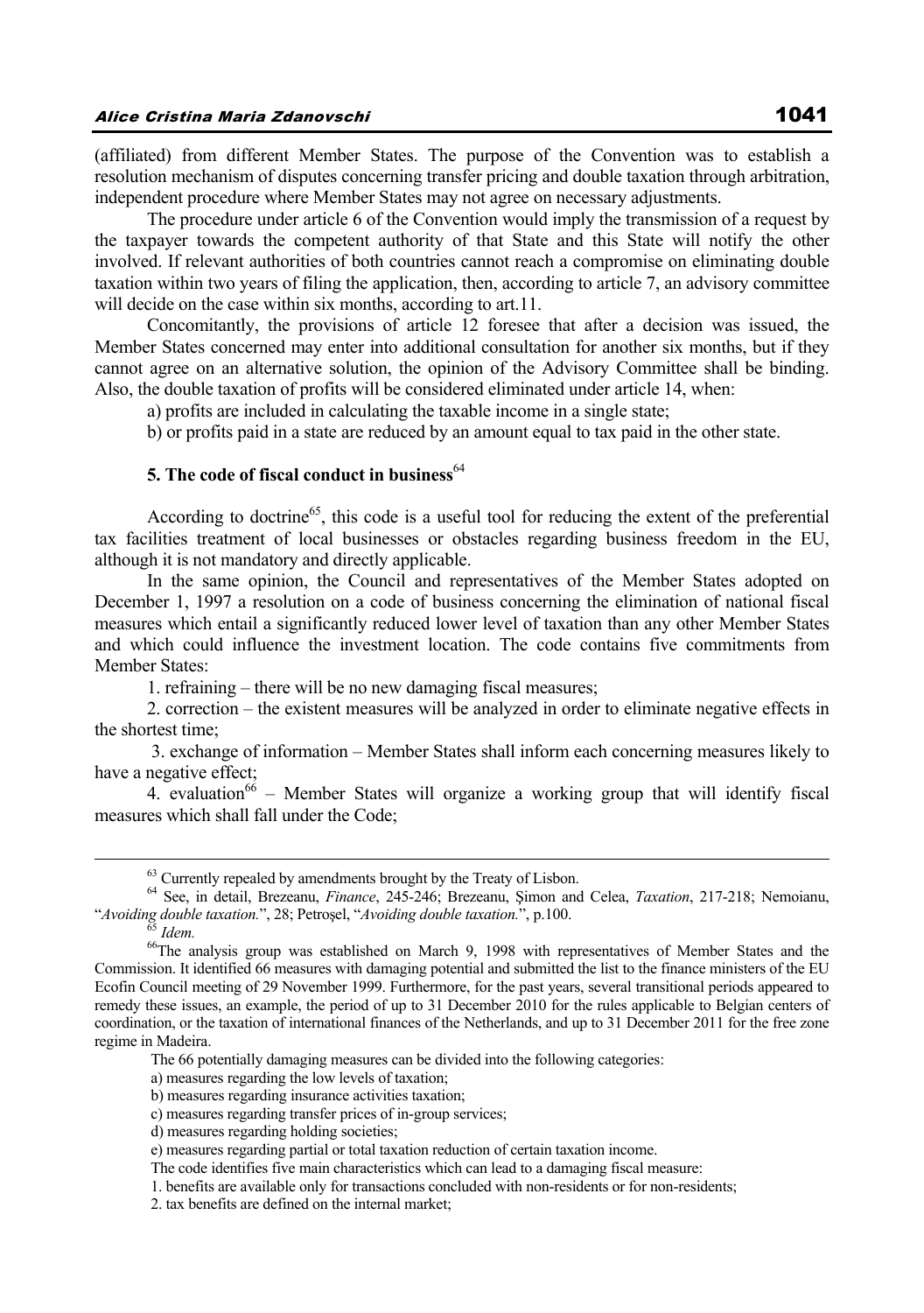(affiliated) from different Member States. The purpose of the Convention was to establish a resolution mechanism of disputes concerning transfer pricing and double taxation through arbitration, independent procedure where Member States may not agree on necessary adjustments.

The procedure under article 6 of the Convention would imply the transmission of a request by the taxpayer towards the competent authority of that State and this State will notify the other involved. If relevant authorities of both countries cannot reach a compromise on eliminating double taxation within two years of filing the application, then, according to article 7, an advisory committee will decide on the case within six months, according to art.11.

Concomitantly, the provisions of article 12 foresee that after a decision was issued, the Member States concerned may enter into additional consultation for another six months, but if they cannot agree on an alternative solution, the opinion of the Advisory Committee shall be binding. Also, the double taxation of profits will be considered eliminated under article 14, when:

a) profits are included in calculating the taxable income in a single state;

b) or profits paid in a state are reduced by an amount equal to tax paid in the other state.

### 5. The code of fiscal conduct in business[64]

According to doctrine[65], this code is a useful tool for reducing the extent of the preferential tax facilities treatment of local businesses or obstacles regarding business freedom in the EU, although it is not mandatory and directly applicable.

In the same opinion, the Council and representatives of the Member States adopted on December 1, 1997 a resolution on a code of business concerning the elimination of national fiscal measures which entail a significantly reduced lower level of taxation than any other Member States and which could influence the investment location. The code contains five commitments from Member States:

1. refraining – there will be no new damaging fiscal measures;

2. correction – the existent measures will be analyzed in order to eliminate negative effects in the shortest time;

3. exchange of information – Member States shall inform each concerning measures likely to have a negative effect;

4. evaluation[66] – Member States will organize a working group that will identify fiscal measures which shall fall under the Code;

---

[63] Currently repealed by amendments brought by the Treaty of Lisbon.

[64] See, in detail, Brezeanu, *Finance*, 245-246; Brezeanu, Şimon and Celea, *Taxation*, 217-218; Nemoianu, "*Avoiding double taxation.*", 28; Petroşel, "*Avoiding double taxation.*", p.100.

[65] *Idem.*

[66] The analysis group was established on March 9, 1998 with representatives of Member States and the Commission. It identified 66 measures with damaging potential and submitted the list to the finance ministers of the EU Ecofin Council meeting of 29 November 1999. Furthermore, for the past years, several transitional periods appeared to remedy these issues, an example, the period of up to 31 December 2010 for the rules applicable to Belgian centers of coordination, or the taxation of international finances of the Netherlands, and up to 31 December 2011 for the free zone regime in Madeira.

The 66 potentially damaging measures can be divided into the following categories:

a) measures regarding the low levels of taxation;

b) measures regarding insurance activities taxation;

c) measures regarding transfer prices of in-group services;

d) measures regarding holding societies;

e) measures regarding partial or total taxation reduction of certain taxation income.

The code identifies five main characteristics which can lead to a damaging fiscal measure:

1. benefits are available only for transactions concluded with non-residents or for non-residents;

2. tax benefits are defined on the internal market;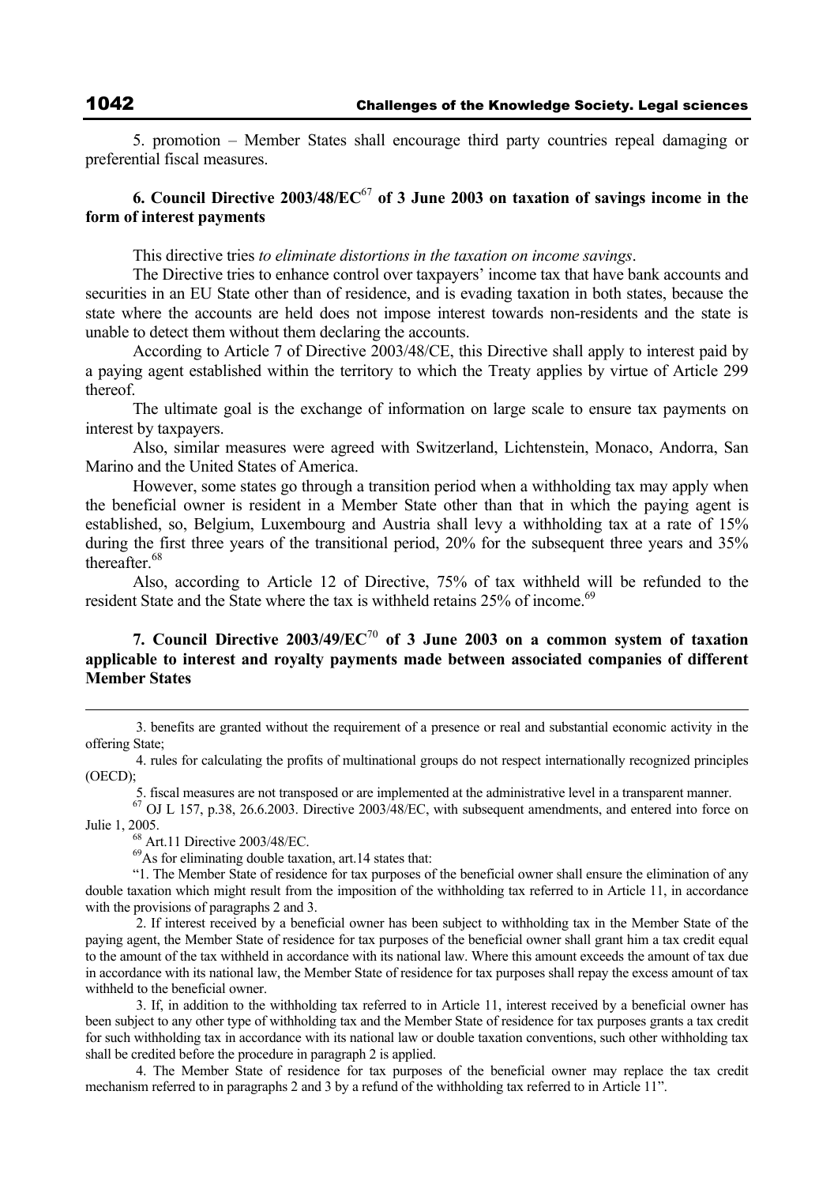5. promotion – Member States shall encourage third party countries repeal damaging or preferential fiscal measures.

**6. Council Directive 2003/48/EC[67] of 3 June 2003 on taxation of savings income in the form of interest payments**

This directive tries *to eliminate distortions in the taxation on income savings*.

The Directive tries to enhance control over taxpayers' income tax that have bank accounts and securities in an EU State other than of residence, and is evading taxation in both states, because the state where the accounts are held does not impose interest towards non-residents and the state is unable to detect them without them declaring the accounts.

According to Article 7 of Directive 2003/48/CE, this Directive shall apply to interest paid by a paying agent established within the territory to which the Treaty applies by virtue of Article 299 thereof.

The ultimate goal is the exchange of information on large scale to ensure tax payments on interest by taxpayers.

Also, similar measures were agreed with Switzerland, Lichtenstein, Monaco, Andorra, San Marino and the United States of America.

However, some states go through a transition period when a withholding tax may apply when the beneficial owner is resident in a Member State other than that in which the paying agent is established, so, Belgium, Luxembourg and Austria shall levy a withholding tax at a rate of 15% during the first three years of the transitional period, 20% for the subsequent three years and 35% thereafter.[68]

Also, according to Article 12 of Directive, 75% of tax withheld will be refunded to the resident State and the State where the tax is withheld retains 25% of income.[69]

**7. Council Directive 2003/49/EC[70] of 3 June 2003 on a common system of taxation applicable to interest and royalty payments made between associated companies of different Member States**

---

3. benefits are granted without the requirement of a presence or real and substantial economic activity in the offering State;

4. rules for calculating the profits of multinational groups do not respect internationally recognized principles (OECD);

5. fiscal measures are not transposed or are implemented at the administrative level in a transparent manner.

[67] OJ L 157, p.38, 26.6.2003. Directive 2003/48/EC, with subsequent amendments, and entered into force on Julie 1, 2005.

[68] Art.11 Directive 2003/48/EC.

[69] As for eliminating double taxation, art.14 states that:

"1. The Member State of residence for tax purposes of the beneficial owner shall ensure the elimination of any double taxation which might result from the imposition of the withholding tax referred to in Article 11, in accordance with the provisions of paragraphs 2 and 3.

2. If interest received by a beneficial owner has been subject to withholding tax in the Member State of the paying agent, the Member State of residence for tax purposes of the beneficial owner shall grant him a tax credit equal to the amount of the tax withheld in accordance with its national law. Where this amount exceeds the amount of tax due in accordance with its national law, the Member State of residence for tax purposes shall repay the excess amount of tax withheld to the beneficial owner.

3. If, in addition to the withholding tax referred to in Article 11, interest received by a beneficial owner has been subject to any other type of withholding tax and the Member State of residence for tax purposes grants a tax credit for such withholding tax in accordance with its national law or double taxation conventions, such other withholding tax shall be credited before the procedure in paragraph 2 is applied.

4. The Member State of residence for tax purposes of the beneficial owner may replace the tax credit mechanism referred to in paragraphs 2 and 3 by a refund of the withholding tax referred to in Article 11".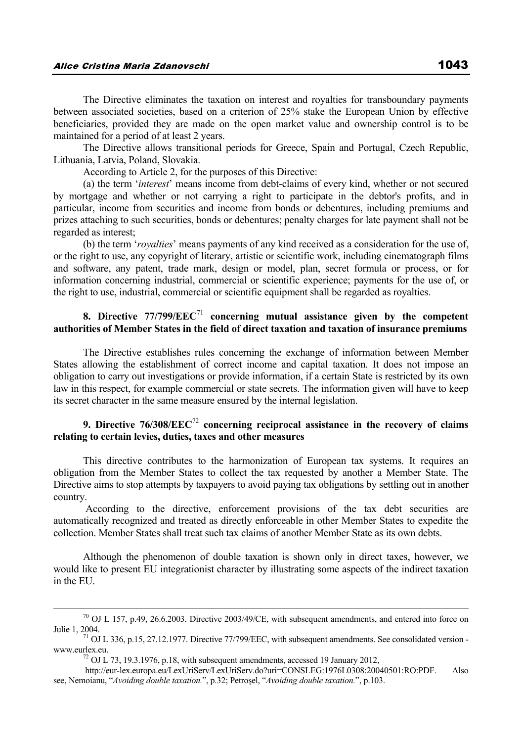The Directive eliminates the taxation on interest and royalties for transboundary payments between associated societies, based on a criterion of 25% stake the European Union by effective beneficiaries, provided they are made on the open market value and ownership control is to be maintained for a period of at least 2 years.

The Directive allows transitional periods for Greece, Spain and Portugal, Czech Republic, Lithuania, Latvia, Poland, Slovakia.

According to Article 2, for the purposes of this Directive:

(a) the term '*interest*' means income from debt-claims of every kind, whether or not secured by mortgage and whether or not carrying a right to participate in the debtor's profits, and in particular, income from securities and income from bonds or debentures, including premiums and prizes attaching to such securities, bonds or debentures; penalty charges for late payment shall not be regarded as interest;

(b) the term '*royalties*' means payments of any kind received as a consideration for the use of, or the right to use, any copyright of literary, artistic or scientific work, including cinematograph films and software, any patent, trade mark, design or model, plan, secret formula or process, or for information concerning industrial, commercial or scientific experience; payments for the use of, or the right to use, industrial, commercial or scientific equipment shall be regarded as royalties.

### 8. Directive 77/799/EEC[71] concerning mutual assistance given by the competent authorities of Member States in the field of direct taxation and taxation of insurance premiums

The Directive establishes rules concerning the exchange of information between Member States allowing the establishment of correct income and capital taxation. It does not impose an obligation to carry out investigations or provide information, if a certain State is restricted by its own law in this respect, for example commercial or state secrets. The information given will have to keep its secret character in the same measure ensured by the internal legislation.

### 9. Directive 76/308/EEC[72] concerning reciprocal assistance in the recovery of claims relating to certain levies, duties, taxes and other measures

This directive contributes to the harmonization of European tax systems. It requires an obligation from the Member States to collect the tax requested by another a Member State. The Directive aims to stop attempts by taxpayers to avoid paying tax obligations by settling out in another country.

According to the directive, enforcement provisions of the tax debt securities are automatically recognized and treated as directly enforceable in other Member States to expedite the collection. Member States shall treat such tax claims of another Member State as its own debts.

Although the phenomenon of double taxation is shown only in direct taxes, however, we would like to present EU integrationist character by illustrating some aspects of the indirect taxation in the EU.

---

[70] OJ L 157, p.49, 26.6.2003. Directive 2003/49/CE, with subsequent amendments, and entered into force on Julie 1, 2004.

[71] OJ L 336, p.15, 27.12.1977. Directive 77/799/EEC, with subsequent amendments. See consolidated version - www.eurlex.eu.

[72] OJ L 73, 19.3.1976, p.18, with subsequent amendments, accessed 19 January 2012, http://eur-lex.europa.eu/LexUriServ/LexUriServ.do?uri=CONSLEG:1976L0308:20040501:RO:PDF. Also see, Nemoianu, "*Avoiding double taxation.*", p.32; Petroşel, "*Avoiding double taxation.*", p.103.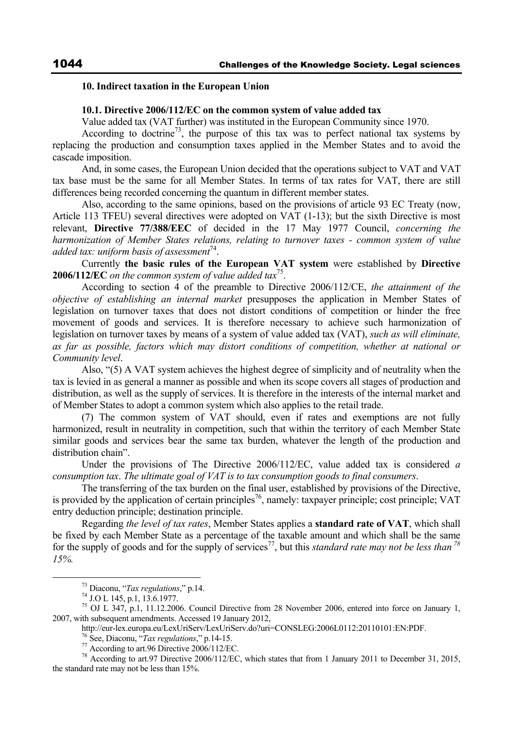## 10. Indirect taxation in the European Union

### 10.1. Directive 2006/112/EC on the common system of value added tax

Value added tax (VAT further) was instituted in the European Community since 1970.

According to doctrine[73], the purpose of this tax was to perfect national tax systems by replacing the production and consumption taxes applied in the Member States and to avoid the cascade imposition.

And, in some cases, the European Union decided that the operations subject to VAT and VAT tax base must be the same for all Member States. In terms of tax rates for VAT, there are still differences being recorded concerning the quantum in different member states.

Also, according to the same opinions, based on the provisions of article 93 EC Treaty (now, Article 113 TFEU) several directives were adopted on VAT (1-13); but the sixth Directive is most relevant, **Directive 77/388/EEC** of decided in the 17 May 1977 Council, *concerning the harmonization of Member States relations, relating to turnover taxes - common system of value added tax: uniform basis of assessment*[74].

Currently **the basic rules of the European VAT system** were established by **Directive 2006/112/EC** *on the common system of value added tax*[75].

According to section 4 of the preamble to Directive 2006/112/CE, *the attainment of the objective of establishing an internal market* presupposes the application in Member States of legislation on turnover taxes that does not distort conditions of competition or hinder the free movement of goods and services. It is therefore necessary to achieve such harmonization of legislation on turnover taxes by means of a system of value added tax (VAT), *such as will eliminate, as far as possible, factors which may distort conditions of competition, whether at national or Community level*.

Also, "(5) A VAT system achieves the highest degree of simplicity and of neutrality when the tax is levied in as general a manner as possible and when its scope covers all stages of production and distribution, as well as the supply of services. It is therefore in the interests of the internal market and of Member States to adopt a common system which also applies to the retail trade.

(7) The common system of VAT should, even if rates and exemptions are not fully harmonized, result in neutrality in competition, such that within the territory of each Member State similar goods and services bear the same tax burden, whatever the length of the production and distribution chain".

Under the provisions of The Directive 2006/112/EC, value added tax is considered *a consumption tax*. *The ultimate goal of VAT is to tax consumption goods to final consumers*.

The transferring of the tax burden on the final user, established by provisions of the Directive, is provided by the application of certain principles[76], namely: taxpayer principle; cost principle; VAT entry deduction principle; destination principle.

Regarding *the level of tax rates*, Member States applies a **standard rate of VAT**, which shall be fixed by each Member State as a percentage of the taxable amount and which shall be the same for the supply of goods and for the supply of services[77], but this *standard rate may not be less than*[78] *15%.*

---

[73] Diaconu, "*Tax regulations*," p.14.

[74] J.O L 145, p.1, 13.6.1977.

[75] OJ L 347, p.1, 11.12.2006. Council Directive from 28 November 2006, entered into force on January 1, 2007, with subsequent amendments. Accessed 19 January 2012, http://eur-lex.europa.eu/LexUriServ/LexUriServ.do?uri=CONSLEG:2006L0112:20110101:EN:PDF.

[76] See, Diaconu, "*Tax regulations*," p.14-15.

[77] According to art.96 Directive 2006/112/EC.

[78] According to art.97 Directive 2006/112/EC, which states that from 1 January 2011 to December 31, 2015, the standard rate may not be less than 15%.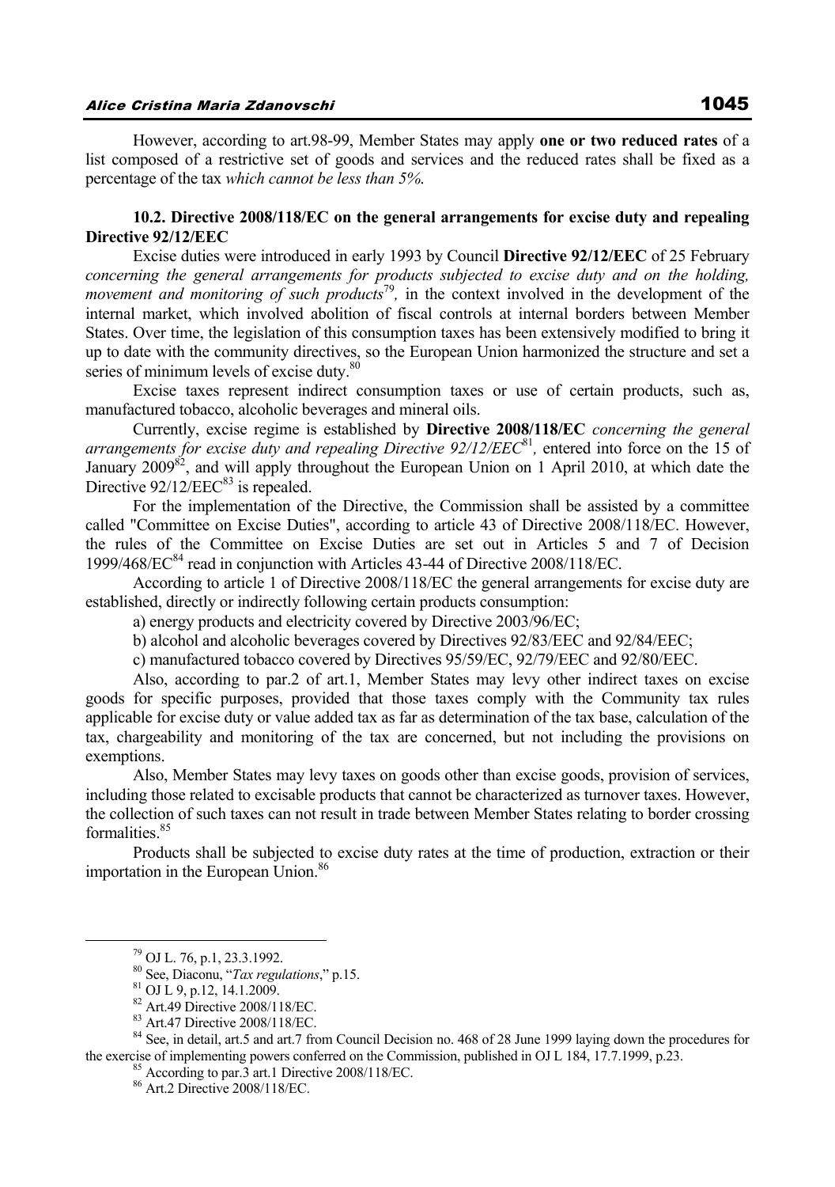However, according to art.98-99, Member States may apply **one or two reduced rates** of a list composed of a restrictive set of goods and services and the reduced rates shall be fixed as a percentage of the tax *which cannot be less than 5%.*

### 10.2. Directive 2008/118/EC on the general arrangements for excise duty and repealing Directive 92/12/EEC

Excise duties were introduced in early 1993 by Council **Directive 92/12/EEC** of 25 February *concerning the general arrangements for products subjected to excise duty and on the holding, movement and monitoring of such products*[79], in the context involved in the development of the internal market, which involved abolition of fiscal controls at internal borders between Member States. Over time, the legislation of this consumption taxes has been extensively modified to bring it up to date with the community directives, so the European Union harmonized the structure and set a series of minimum levels of excise duty.[80]

Excise taxes represent indirect consumption taxes or use of certain products, such as, manufactured tobacco, alcoholic beverages and mineral oils.

Currently, excise regime is established by **Directive 2008/118/EC** *concerning the general arrangements for excise duty and repealing Directive 92/12/EEC*[81], entered into force on the 15 of January 2009[82], and will apply throughout the European Union on 1 April 2010, at which date the Directive 92/12/EEC[83] is repealed.

For the implementation of the Directive, the Commission shall be assisted by a committee called "Committee on Excise Duties", according to article 43 of Directive 2008/118/EC. However, the rules of the Committee on Excise Duties are set out in Articles 5 and 7 of Decision 1999/468/EC[84] read in conjunction with Articles 43-44 of Directive 2008/118/EC.

According to article 1 of Directive 2008/118/EC the general arrangements for excise duty are established, directly or indirectly following certain products consumption:

a) energy products and electricity covered by Directive 2003/96/EC;

b) alcohol and alcoholic beverages covered by Directives 92/83/EEC and 92/84/EEC;

c) manufactured tobacco covered by Directives 95/59/EC, 92/79/EEC and 92/80/EEC.

Also, according to par.2 of art.1, Member States may levy other indirect taxes on excise goods for specific purposes, provided that those taxes comply with the Community tax rules applicable for excise duty or value added tax as far as determination of the tax base, calculation of the tax, chargeability and monitoring of the tax are concerned, but not including the provisions on exemptions.

Also, Member States may levy taxes on goods other than excise goods, provision of services, including those related to excisable products that cannot be characterized as turnover taxes. However, the collection of such taxes can not result in trade between Member States relating to border crossing formalities.[85]

Products shall be subjected to excise duty rates at the time of production, extraction or their importation in the European Union.[86]

---

[79] OJ L. 76, p.1, 23.3.1992.

[80] See, Diaconu, "*Tax regulations*," p.15.

[81] OJ L 9, p.12, 14.1.2009.

[82] Art.49 Directive 2008/118/EC.

[83] Art.47 Directive 2008/118/EC.

[84] See, in detail, art.5 and art.7 from Council Decision no. 468 of 28 June 1999 laying down the procedures for the exercise of implementing powers conferred on the Commission, published in OJ L 184, 17.7.1999, p.23.

[85] According to par.3 art.1 Directive 2008/118/EC.

[86] Art.2 Directive 2008/118/EC.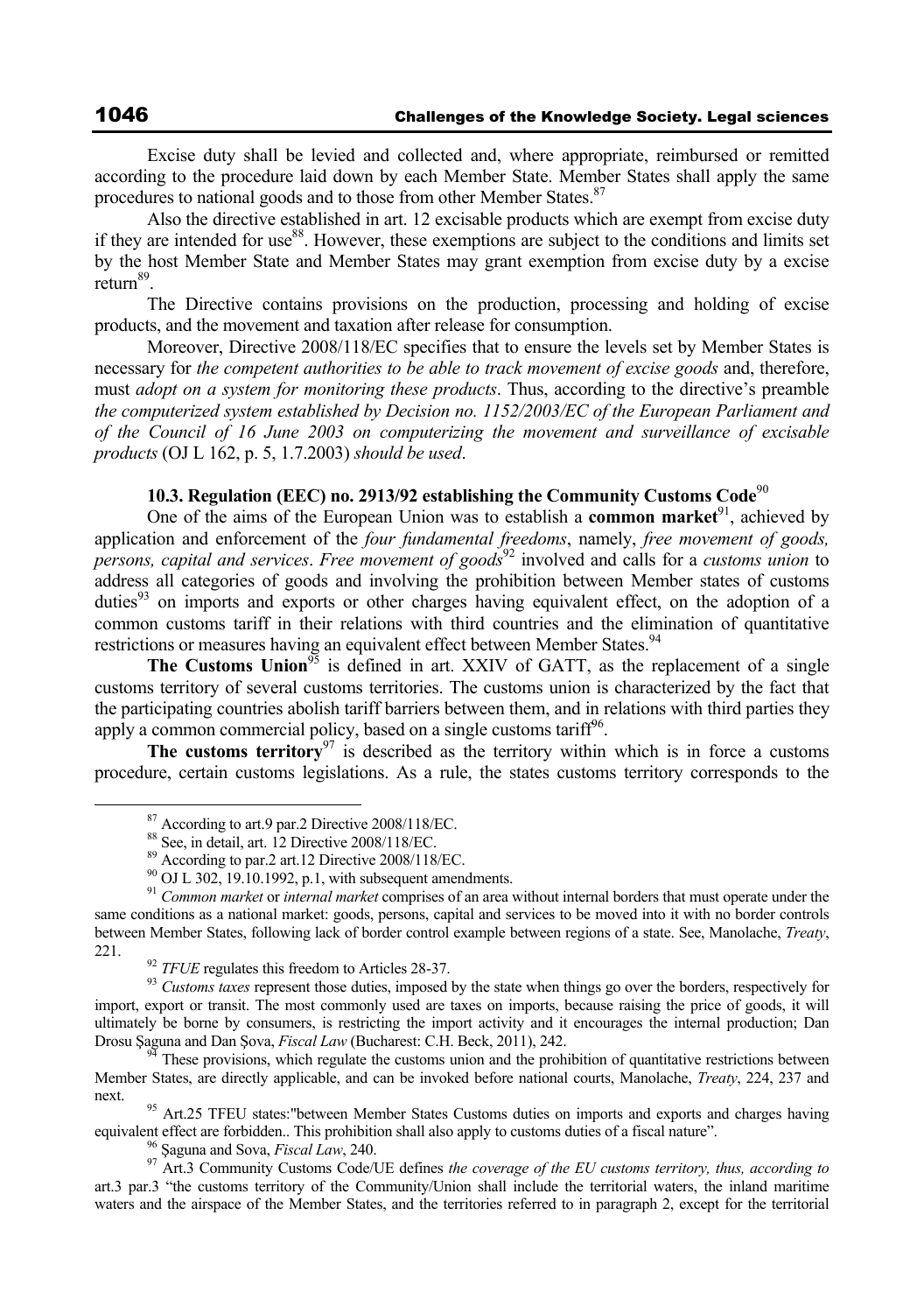Excise duty shall be levied and collected and, where appropriate, reimbursed or remitted according to the procedure laid down by each Member State. Member States shall apply the same procedures to national goods and to those from other Member States.[87]

Also the directive established in art. 12 excisable products which are exempt from excise duty if they are intended for use[88]. However, these exemptions are subject to the conditions and limits set by the host Member State and Member States may grant exemption from excise duty by a excise return[89].

The Directive contains provisions on the production, processing and holding of excise products, and the movement and taxation after release for consumption.

Moreover, Directive 2008/118/EC specifies that to ensure the levels set by Member States is necessary for *the competent authorities to be able to track movement of excise goods* and, therefore, must *adopt on a system for monitoring these products*. Thus, according to the directive's preamble *the computerized system established by Decision no. 1152/2003/EC of the European Parliament and of the Council of 16 June 2003 on computerizing the movement and surveillance of excisable products* (OJ L 162, p. 5, 1.7.2003) *should be used*.

### 10.3. Regulation (EEC) no. 2913/92 establishing the Community Customs Code[90]

One of the aims of the European Union was to establish a **common market**[91], achieved by application and enforcement of the *four fundamental freedoms*, namely, *free movement of goods, persons, capital and services*. *Free movement of goods*[92] involved and calls for a *customs union* to address all categories of goods and involving the prohibition between Member states of customs duties[93] on imports and exports or other charges having equivalent effect, on the adoption of a common customs tariff in their relations with third countries and the elimination of quantitative restrictions or measures having an equivalent effect between Member States.[94]

**The Customs Union**[95] is defined in art. XXIV of GATT, as the replacement of a single customs territory of several customs territories. The customs union is characterized by the fact that the participating countries abolish tariff barriers between them, and in relations with third parties they apply a common commercial policy, based on a single customs tariff[96].

**The customs territory**[97] is described as the territory within which is in force a customs procedure, certain customs legislations. As a rule, the states customs territory corresponds to the

---

[87] According to art.9 par.2 Directive 2008/118/EC.

[88] See, in detail, art. 12 Directive 2008/118/EC.

[89] According to par.2 art.12 Directive 2008/118/EC.

[90] OJ L 302, 19.10.1992, p.1, with subsequent amendments.

[91] *Common market* or *internal market* comprises of an area without internal borders that must operate under the same conditions as a national market: goods, persons, capital and services to be moved into it with no border controls between Member States, following lack of border control example between regions of a state. See, Manolache, *Treaty*, 221.

[92] *TFUE* regulates this freedom to Articles 28-37.

[93] *Customs taxes* represent those duties, imposed by the state when things go over the borders, respectively for import, export or transit. The most commonly used are taxes on imports, because raising the price of goods, it will ultimately be borne by consumers, is restricting the import activity and it encourages the internal production; Dan Drosu Şaguna and Dan Şova, *Fiscal Law* (Bucharest: C.H. Beck, 2011), 242.

[94] These provisions, which regulate the customs union and the prohibition of quantitative restrictions between Member States, are directly applicable, and can be invoked before national courts, Manolache, *Treaty*, 224, 237 and next.

[95] Art.25 TFEU states:"between Member States Customs duties on imports and exports and charges having equivalent effect are forbidden.. This prohibition shall also apply to customs duties of a fiscal nature".

[96] Şaguna and Sova, *Fiscal Law*, 240.

[97] Art.3 Community Customs Code/UE defines *the coverage of the EU customs territory, thus, according to* art.3 par.3 "the customs territory of the Community/Union shall include the territorial waters, the inland maritime waters and the airspace of the Member States, and the territories referred to in paragraph 2, except for the territorial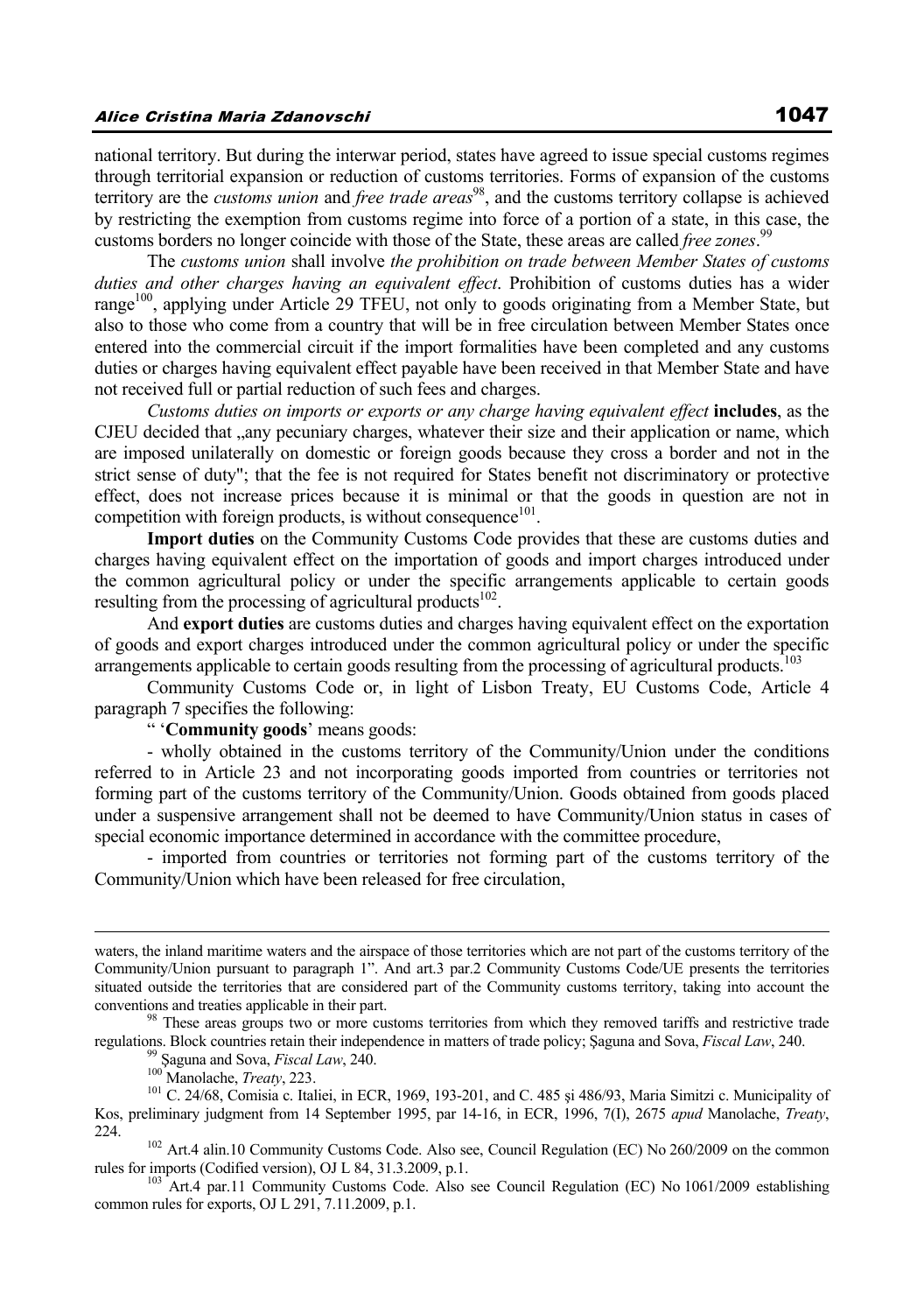national territory. But during the interwar period, states have agreed to issue special customs regimes through territorial expansion or reduction of customs territories. Forms of expansion of the customs territory are the *customs union* and *free trade areas*[98], and the customs territory collapse is achieved by restricting the exemption from customs regime into force of a portion of a state, in this case, the customs borders no longer coincide with those of the State, these areas are called *free zones*.[99]

The *customs union* shall involve *the prohibition on trade between Member States of customs duties and other charges having an equivalent effect*. Prohibition of customs duties has a wider range[100], applying under Article 29 TFEU, not only to goods originating from a Member State, but also to those who come from a country that will be in free circulation between Member States once entered into the commercial circuit if the import formalities have been completed and any customs duties or charges having equivalent effect payable have been received in that Member State and have not received full or partial reduction of such fees and charges.

*Customs duties on imports or exports or any charge having equivalent effect* **includes**, as the CJEU decided that „any pecuniary charges, whatever their size and their application or name, which are imposed unilaterally on domestic or foreign goods because they cross a border and not in the strict sense of duty"; that the fee is not required for States benefit not discriminatory or protective effect, does not increase prices because it is minimal or that the goods in question are not in competition with foreign products, is without consequence[101].

**Import duties** on the Community Customs Code provides that these are customs duties and charges having equivalent effect on the importation of goods and import charges introduced under the common agricultural policy or under the specific arrangements applicable to certain goods resulting from the processing of agricultural products[102].

And **export duties** are customs duties and charges having equivalent effect on the exportation of goods and export charges introduced under the common agricultural policy or under the specific arrangements applicable to certain goods resulting from the processing of agricultural products.[103]

Community Customs Code or, in light of Lisbon Treaty, EU Customs Code, Article 4 paragraph 7 specifies the following:

" '**Community goods**' means goods:

- wholly obtained in the customs territory of the Community/Union under the conditions referred to in Article 23 and not incorporating goods imported from countries or territories not forming part of the customs territory of the Community/Union. Goods obtained from goods placed under a suspensive arrangement shall not be deemed to have Community/Union status in cases of special economic importance determined in accordance with the committee procedure,

- imported from countries or territories not forming part of the customs territory of the Community/Union which have been released for free circulation,

---

waters, the inland maritime waters and the airspace of those territories which are not part of the customs territory of the Community/Union pursuant to paragraph 1". And art.3 par.2 Community Customs Code/UE presents the territories situated outside the territories that are considered part of the Community customs territory, taking into account the conventions and treaties applicable in their part.

[98] These areas groups two or more customs territories from which they removed tariffs and restrictive trade regulations. Block countries retain their independence in matters of trade policy; Şaguna and Sova, *Fiscal Law*, 240.

[99] Şaguna and Sova, *Fiscal Law*, 240.

[100] Manolache, *Treaty*, 223.

[101] C. 24/68, Comisia c. Italiei, in ECR, 1969, 193-201, and C. 485 şi 486/93, Maria Simitzi c. Municipality of Kos, preliminary judgment from 14 September 1995, par 14-16, in ECR, 1996, 7(I), 2675 *apud* Manolache, *Treaty*, 224.

[102] Art.4 alin.10 Community Customs Code. Also see, Council Regulation (EC) No 260/2009 on the common rules for imports (Codified version), OJ L 84, 31.3.2009, p.1.

[103] Art.4 par.11 Community Customs Code. Also see Council Regulation (EC) No 1061/2009 establishing common rules for exports, OJ L 291, 7.11.2009, p.1.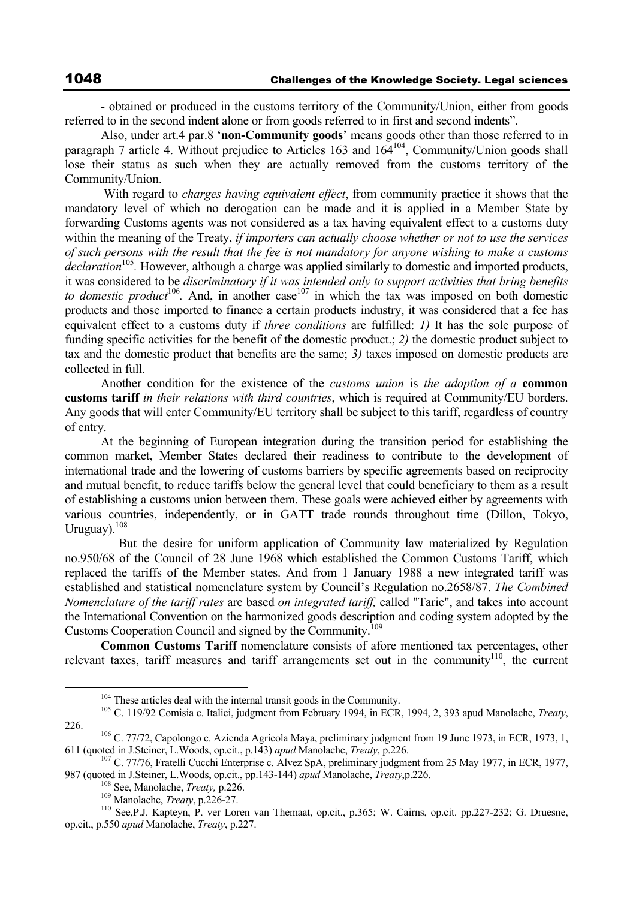- obtained or produced in the customs territory of the Community/Union, either from goods referred to in the second indent alone or from goods referred to in first and second indents".

Also, under art.4 par.8 '**non-Community goods**' means goods other than those referred to in paragraph 7 article 4. Without prejudice to Articles 163 and 164[104], Community/Union goods shall lose their status as such when they are actually removed from the customs territory of the Community/Union.

With regard to *charges having equivalent effect*, from community practice it shows that the mandatory level of which no derogation can be made and it is applied in a Member State by forwarding Customs agents was not considered as a tax having equivalent effect to a customs duty within the meaning of the Treaty, *if importers can actually choose whether or not to use the services of such persons with the result that the fee is not mandatory for anyone wishing to make a customs declaration*[105]. However, although a charge was applied similarly to domestic and imported products, it was considered to be *discriminatory if it was intended only to support activities that bring benefits to domestic product*[106]. And, in another case[107] in which the tax was imposed on both domestic products and those imported to finance a certain products industry, it was considered that a fee has equivalent effect to a customs duty if *three conditions* are fulfilled: *1)* It has the sole purpose of funding specific activities for the benefit of the domestic product.; *2)* the domestic product subject to tax and the domestic product that benefits are the same; *3)* taxes imposed on domestic products are collected in full.

Another condition for the existence of the *customs union* is *the adoption of a* **common customs tariff** *in their relations with third countries*, which is required at Community/EU borders. Any goods that will enter Community/EU territory shall be subject to this tariff, regardless of country of entry.

At the beginning of European integration during the transition period for establishing the common market, Member States declared their readiness to contribute to the development of international trade and the lowering of customs barriers by specific agreements based on reciprocity and mutual benefit, to reduce tariffs below the general level that could beneficiary to them as a result of establishing a customs union between them. These goals were achieved either by agreements with various countries, independently, or in GATT trade rounds throughout time (Dillon, Tokyo, Uruguay).[108]

But the desire for uniform application of Community law materialized by Regulation no.950/68 of the Council of 28 June 1968 which established the Common Customs Tariff, which replaced the tariffs of the Member states. And from 1 January 1988 a new integrated tariff was established and statistical nomenclature system by Council's Regulation no.2658/87. *The Combined Nomenclature of the tariff rates* are based *on integrated tariff,* called "Taric", and takes into account the International Convention on the harmonized goods description and coding system adopted by the Customs Cooperation Council and signed by the Community.[109]

**Common Customs Tariff** nomenclature consists of afore mentioned tax percentages, other relevant taxes, tariff measures and tariff arrangements set out in the community[110], the current

---

[104] These articles deal with the internal transit goods in the Community.

[105] C. 119/92 Comisia c. Italiei, judgment from February 1994, in ECR, 1994, 2, 393 apud Manolache, *Treaty*, 226.

[106] C. 77/72, Capolongo c. Azienda Agricola Maya, preliminary judgment from 19 June 1973, in ECR, 1973, 1, 611 (quoted in J.Steiner, L.Woods, op.cit., p.143) *apud* Manolache, *Treaty*, p.226.

[107] C. 77/76, Fratelli Cucchi Enterprise c. Alvez SpA, preliminary judgment from 25 May 1977, in ECR, 1977, 987 (quoted in J.Steiner, L.Woods, op.cit., pp.143-144) *apud* Manolache, *Treaty*,p.226.

[108] See, Manolache, *Treaty,* p.226.

[109] Manolache, *Treaty*, p.226-27.

[110] See,P.J. Kapteyn, P. ver Loren van Themaat, op.cit., p.365; W. Cairns, op.cit. pp.227-232; G. Druesne, op.cit., p.550 *apud* Manolache, *Treaty*, p.227.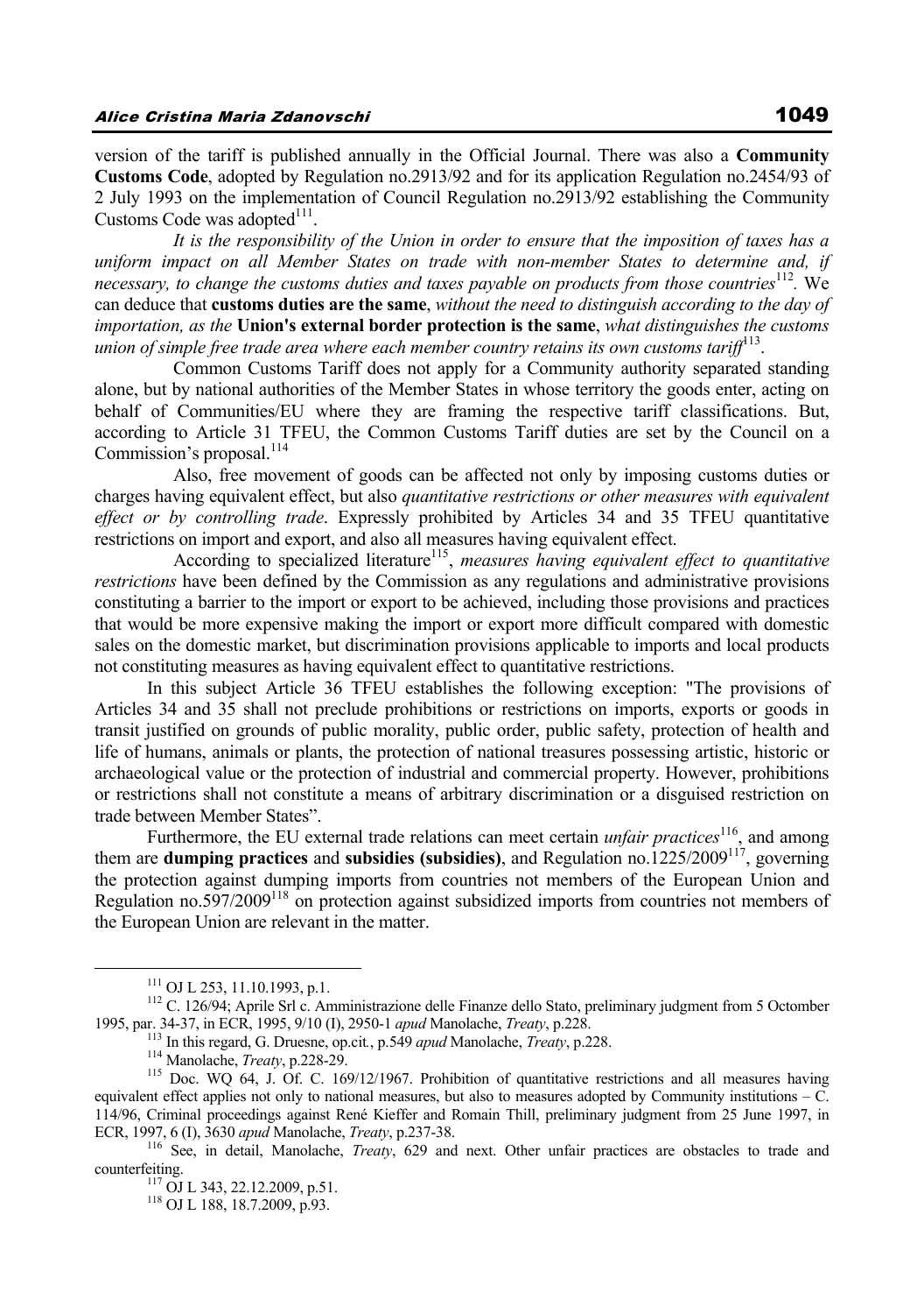version of the tariff is published annually in the Official Journal. There was also a **Community Customs Code**, adopted by Regulation no.2913/92 and for its application Regulation no.2454/93 of 2 July 1993 on the implementation of Council Regulation no.2913/92 establishing the Community Customs Code was adopted[111].

*It is the responsibility of the Union in order to ensure that the imposition of taxes has a uniform impact on all Member States on trade with non-member States to determine and, if necessary, to change the customs duties and taxes payable on products from those countries*[112]. We can deduce that **customs duties are the same**, *without the need to distinguish according to the day of importation, as the* **Union's external border protection is the same**, *what distinguishes the customs union of simple free trade area where each member country retains its own customs tariff*[113].

Common Customs Tariff does not apply for a Community authority separated standing alone, but by national authorities of the Member States in whose territory the goods enter, acting on behalf of Communities/EU where they are framing the respective tariff classifications. But, according to Article 31 TFEU, the Common Customs Tariff duties are set by the Council on a Commission's proposal.[114]

Also, free movement of goods can be affected not only by imposing customs duties or charges having equivalent effect, but also *quantitative restrictions or other measures with equivalent effect or by controlling trade*. Expressly prohibited by Articles 34 and 35 TFEU quantitative restrictions on import and export, and also all measures having equivalent effect.

According to specialized literature[115], *measures having equivalent effect to quantitative restrictions* have been defined by the Commission as any regulations and administrative provisions constituting a barrier to the import or export to be achieved, including those provisions and practices that would be more expensive making the import or export more difficult compared with domestic sales on the domestic market, but discrimination provisions applicable to imports and local products not constituting measures as having equivalent effect to quantitative restrictions.

In this subject Article 36 TFEU establishes the following exception: "The provisions of Articles 34 and 35 shall not preclude prohibitions or restrictions on imports, exports or goods in transit justified on grounds of public morality, public order, public safety, protection of health and life of humans, animals or plants, the protection of national treasures possessing artistic, historic or archaeological value or the protection of industrial and commercial property. However, prohibitions or restrictions shall not constitute a means of arbitrary discrimination or a disguised restriction on trade between Member States".

Furthermore, the EU external trade relations can meet certain *unfair practices*[116], and among them are **dumping practices** and **subsidies (subsidies)**, and Regulation no.1225/2009[117], governing the protection against dumping imports from countries not members of the European Union and Regulation no.597/2009[118] on protection against subsidized imports from countries not members of the European Union are relevant in the matter.

---

[111] OJ L 253, 11.10.1993, p.1.

[112] C. 126/94; Aprile Srl c. Amministrazione delle Finanze dello Stato, preliminary judgment from 5 Octomber 1995, par. 34-37, in ECR, 1995, 9/10 (I), 2950-1 *apud* Manolache, *Treaty*, p.228.

[113] In this regard, G. Druesne, op.cit., p.549 *apud* Manolache, *Treaty*, p.228.

[114] Manolache, *Treaty*, p.228-29.

[115] Doc. WQ 64, J. Of. C. 169/12/1967. Prohibition of quantitative restrictions and all measures having equivalent effect applies not only to national measures, but also to measures adopted by Community institutions – C. 114/96, Criminal proceedings against René Kieffer and Romain Thill, preliminary judgment from 25 June 1997, in ECR, 1997, 6 (I), 3630 *apud* Manolache, *Treaty*, p.237-38.

[116] See, in detail, Manolache, *Treaty*, 629 and next. Other unfair practices are obstacles to trade and counterfeiting.

[117] OJ L 343, 22.12.2009, p.51.

[118] OJ L 188, 18.7.2009, p.93.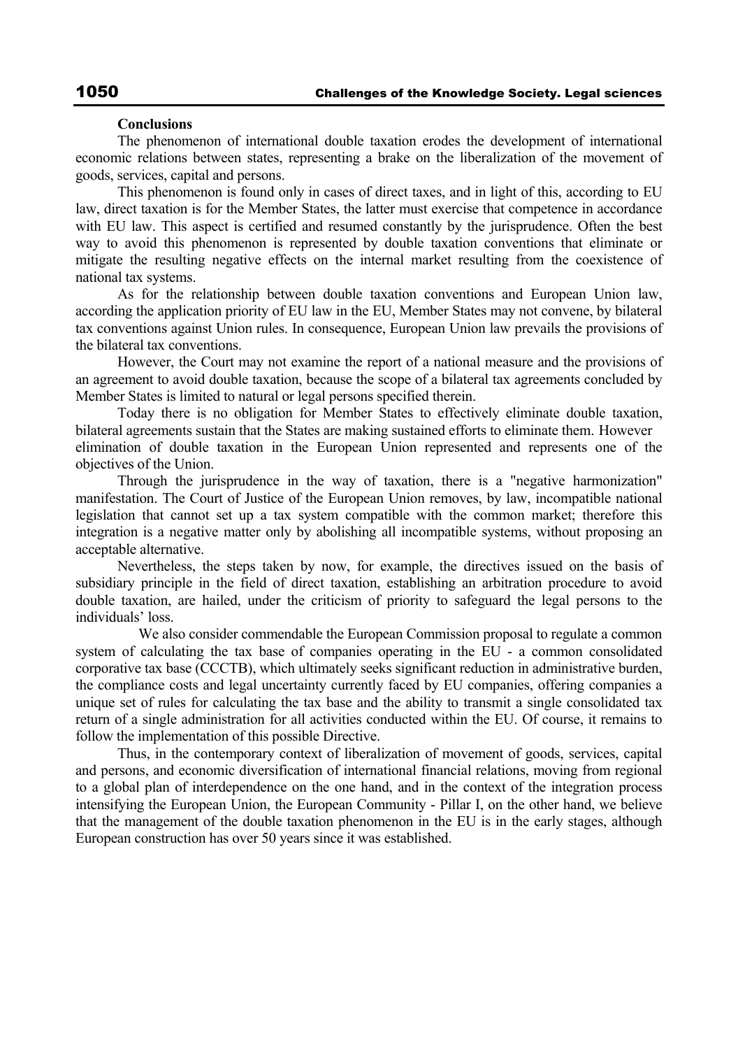**Conclusions**

The phenomenon of international double taxation erodes the development of international economic relations between states, representing a brake on the liberalization of the movement of goods, services, capital and persons.

This phenomenon is found only in cases of direct taxes, and in light of this, according to EU law, direct taxation is for the Member States, the latter must exercise that competence in accordance with EU law. This aspect is certified and resumed constantly by the jurisprudence. Often the best way to avoid this phenomenon is represented by double taxation conventions that eliminate or mitigate the resulting negative effects on the internal market resulting from the coexistence of national tax systems.

As for the relationship between double taxation conventions and European Union law, according the application priority of EU law in the EU, Member States may not convene, by bilateral tax conventions against Union rules. In consequence, European Union law prevails the provisions of the bilateral tax conventions.

However, the Court may not examine the report of a national measure and the provisions of an agreement to avoid double taxation, because the scope of a bilateral tax agreements concluded by Member States is limited to natural or legal persons specified therein.

Today there is no obligation for Member States to effectively eliminate double taxation, bilateral agreements sustain that the States are making sustained efforts to eliminate them. However elimination of double taxation in the European Union represented and represents one of the objectives of the Union.

Through the jurisprudence in the way of taxation, there is a "negative harmonization" manifestation. The Court of Justice of the European Union removes, by law, incompatible national legislation that cannot set up a tax system compatible with the common market; therefore this integration is a negative matter only by abolishing all incompatible systems, without proposing an acceptable alternative.

Nevertheless, the steps taken by now, for example, the directives issued on the basis of subsidiary principle in the field of direct taxation, establishing an arbitration procedure to avoid double taxation, are hailed, under the criticism of priority to safeguard the legal persons to the individuals' loss.

We also consider commendable the European Commission proposal to regulate a common system of calculating the tax base of companies operating in the EU - a common consolidated corporative tax base (CCCTB), which ultimately seeks significant reduction in administrative burden, the compliance costs and legal uncertainty currently faced by EU companies, offering companies a unique set of rules for calculating the tax base and the ability to transmit a single consolidated tax return of a single administration for all activities conducted within the EU. Of course, it remains to follow the implementation of this possible Directive.

Thus, in the contemporary context of liberalization of movement of goods, services, capital and persons, and economic diversification of international financial relations, moving from regional to a global plan of interdependence on the one hand, and in the context of the integration process intensifying the European Union, the European Community - Pillar I, on the other hand, we believe that the management of the double taxation phenomenon in the EU is in the early stages, although European construction has over 50 years since it was established.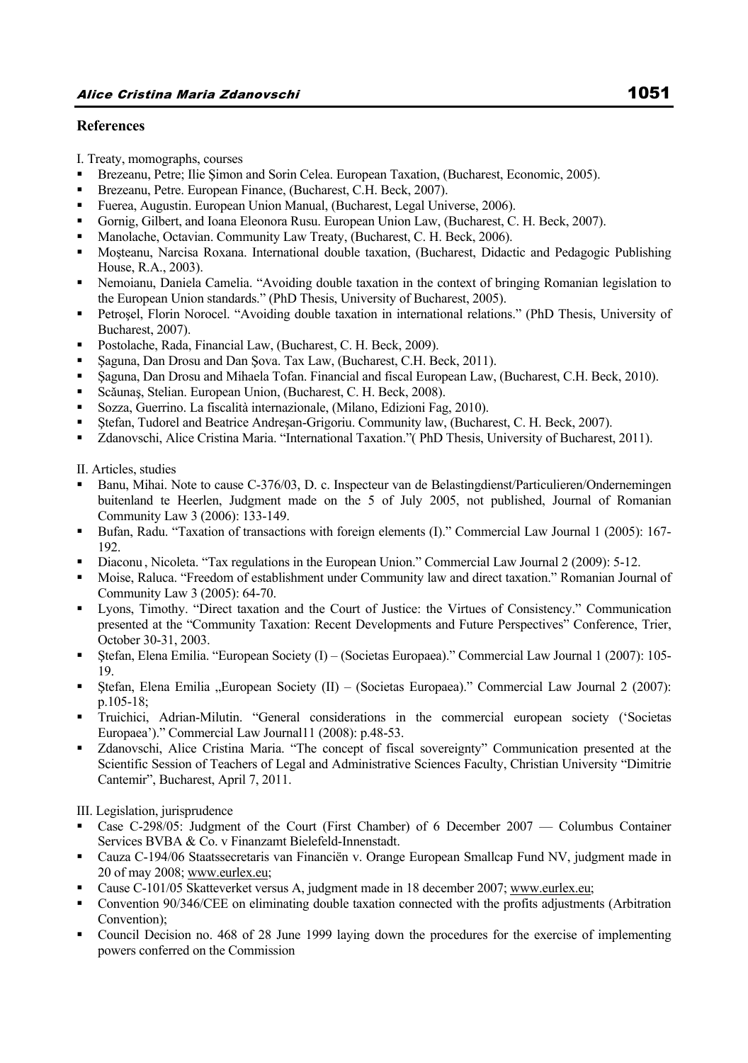## References

I. Treaty, momographs, courses

- Brezeanu, Petre; Ilie Şimon and Sorin Celea. European Taxation, (Bucharest, Economic, 2005).
- Brezeanu, Petre. European Finance, (Bucharest, C.H. Beck, 2007).
- Fuerea, Augustin. European Union Manual, (Bucharest, Legal Universe, 2006).
- Gornig, Gilbert, and Ioana Eleonora Rusu. European Union Law, (Bucharest, C. H. Beck, 2007).
- Manolache, Octavian. Community Law Treaty, (Bucharest, C. H. Beck, 2006).
- Moşteanu, Narcisa Roxana. International double taxation, (Bucharest, Didactic and Pedagogic Publishing House, R.A., 2003).
- Nemoianu, Daniela Camelia. "Avoiding double taxation in the context of bringing Romanian legislation to the European Union standards." (PhD Thesis, University of Bucharest, 2005).
- Petroşel, Florin Norocel. "Avoiding double taxation in international relations." (PhD Thesis, University of Bucharest, 2007).
- Postolache, Rada, Financial Law, (Bucharest, C. H. Beck, 2009).
- Şaguna, Dan Drosu and Dan Şova. Tax Law, (Bucharest, C.H. Beck, 2011).
- Şaguna, Dan Drosu and Mihaela Tofan. Financial and fiscal European Law, (Bucharest, C.H. Beck, 2010).
- Scăunaş, Stelian. European Union, (Bucharest, C. H. Beck, 2008).
- Sozza, Guerrino. La fiscalità internazionale, (Milano, Edizioni Fag, 2010).
- Ştefan, Tudorel and Beatrice Andreşan-Grigoriu. Community law, (Bucharest, C. H. Beck, 2007).
- Zdanovschi, Alice Cristina Maria. "International Taxation."( PhD Thesis, University of Bucharest, 2011).

II. Articles, studies

- Banu, Mihai. Note to cause C-376/03, D. c. Inspecteur van de Belastingdienst/Particulieren/Ondernemingen buitenland te Heerlen, Judgment made on the 5 of July 2005, not published, Journal of Romanian Community Law 3 (2006): 133-149.
- Bufan, Radu. "Taxation of transactions with foreign elements (I)." Commercial Law Journal 1 (2005): 167-192.
- Diaconu , Nicoleta. "Tax regulations in the European Union." Commercial Law Journal 2 (2009): 5-12.
- Moise, Raluca. "Freedom of establishment under Community law and direct taxation." Romanian Journal of Community Law 3 (2005): 64-70.
- Lyons, Timothy. "Direct taxation and the Court of Justice: the Virtues of Consistency." Communication presented at the "Community Taxation: Recent Developments and Future Perspectives" Conference, Trier, October 30-31, 2003.
- Ştefan, Elena Emilia. "European Society (I) – (Societas Europaea)." Commercial Law Journal 1 (2007): 105-19.
- Ştefan, Elena Emilia „European Society (II) – (Societas Europaea)." Commercial Law Journal 2 (2007): p.105-18;
- Truichici, Adrian-Milutin. "General considerations in the commercial european society ('Societas Europaea')." Commercial Law Journal11 (2008): p.48-53.
- Zdanovschi, Alice Cristina Maria. "The concept of fiscal sovereignty" Communication presented at the Scientific Session of Teachers of Legal and Administrative Sciences Faculty, Christian University "Dimitrie Cantemir", Bucharest, April 7, 2011.

III. Legislation, jurisprudence

- Case C-298/05: Judgment of the Court (First Chamber) of 6 December 2007 — Columbus Container Services BVBA & Co. v Finanzamt Bielefeld-Innenstadt.
- Cauza C-194/06 Staatssecretaris van Financiën v. Orange European Smallcap Fund NV, judgment made in 20 of may 2008; www.eurlex.eu;
- Cause C-101/05 Skatteverket versus A, judgment made in 18 december 2007; www.eurlex.eu;
- Convention 90/346/CEE on eliminating double taxation connected with the profits adjustments (Arbitration Convention);
- Council Decision no. 468 of 28 June 1999 laying down the procedures for the exercise of implementing powers conferred on the Commission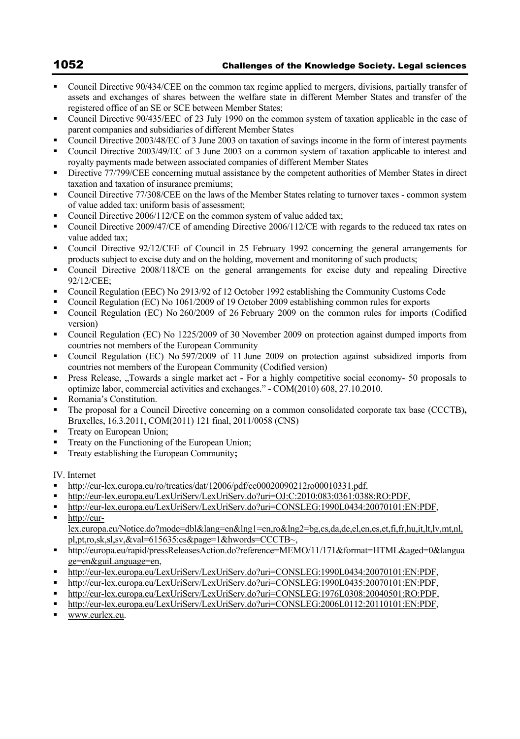- Council Directive 90/434/CEE on the common tax regime applied to mergers, divisions, partially transfer of assets and exchanges of shares between the welfare state in different Member States and transfer of the registered office of an SE or SCE between Member States;
- Council Directive 90/435/EEC of 23 July 1990 on the common system of taxation applicable in the case of parent companies and subsidiaries of different Member States
- Council Directive 2003/48/EC of 3 June 2003 on taxation of savings income in the form of interest payments
- Council Directive 2003/49/EC of 3 June 2003 on a common system of taxation applicable to interest and royalty payments made between associated companies of different Member States
- Directive 77/799/CEE concerning mutual assistance by the competent authorities of Member States in direct taxation and taxation of insurance premiums;
- Council Directive 77/308/CEE on the laws of the Member States relating to turnover taxes - common system of value added tax: uniform basis of assessment;
- Council Directive 2006/112/CE on the common system of value added tax;
- Council Directive 2009/47/CE of amending Directive 2006/112/CE with regards to the reduced tax rates on value added tax;
- Council Directive 92/12/CEE of Council in 25 February 1992 concerning the general arrangements for products subject to excise duty and on the holding, movement and monitoring of such products;
- Council Directive 2008/118/CE on the general arrangements for excise duty and repealing Directive 92/12/CEE;
- Council Regulation (EEC) No 2913/92 of 12 October 1992 establishing the Community Customs Code
- Council Regulation (EC) No 1061/2009 of 19 October 2009 establishing common rules for exports
- Council Regulation (EC) No 260/2009 of 26 February 2009 on the common rules for imports (Codified version)
- Council Regulation (EC) No 1225/2009 of 30 November 2009 on protection against dumped imports from countries not members of the European Community
- Council Regulation (EC) No 597/2009 of 11 June 2009 on protection against subsidized imports from countries not members of the European Community (Codified version)
- Press Release, „Towards a single market act - For a highly competitive social economy- 50 proposals to optimize labor, commercial activities and exchanges." - COM(2010) 608, 27.10.2010.
- Romania's Constitution.
- The proposal for a Council Directive concerning on a common consolidated corporate tax base (CCCTB)**,** Bruxelles, 16.3.2011, COM(2011) 121 final, 2011/0058 (CNS)
- Treaty on European Union;
- Treaty on the Functioning of the European Union;
- Treaty establishing the European Community**;**

IV. Internet

- http://eur-lex.europa.eu/ro/treaties/dat/12006/pdf/ce00020090212ro00010331.pdf,
- http://eur-lex.europa.eu/LexUriServ/LexUriServ.do?uri=OJ:C:2010:083:0361:0388:RO:PDF,
- http://eur-lex.europa.eu/LexUriServ/LexUriServ.do?uri=CONSLEG:1990L0434:20070101:EN:PDF,
- http://eur-lex.europa.eu/Notice.do?mode=dbl&lang=en&lng1=en,ro&lng2=bg,cs,da,de,el,en,es,et,fi,fr,hu,it,lt,lv,mt,nl,pl,pt,ro,sk,sl,sv,&val=615635:cs&page=1&hwords=CCCTB~,
- http://europa.eu/rapid/pressReleasesAction.do?reference=MEMO/11/171&format=HTML&aged=0&language=en&guiLanguage=en,
- http://eur-lex.europa.eu/LexUriServ/LexUriServ.do?uri=CONSLEG:1990L0434:20070101:EN:PDF,
- http://eur-lex.europa.eu/LexUriServ/LexUriServ.do?uri=CONSLEG:1990L0435:20070101:EN:PDF,
- http://eur-lex.europa.eu/LexUriServ/LexUriServ.do?uri=CONSLEG:1976L0308:20040501:RO:PDF,
- http://eur-lex.europa.eu/LexUriServ/LexUriServ.do?uri=CONSLEG:2006L0112:20110101:EN:PDF,
- www.eurlex.eu.